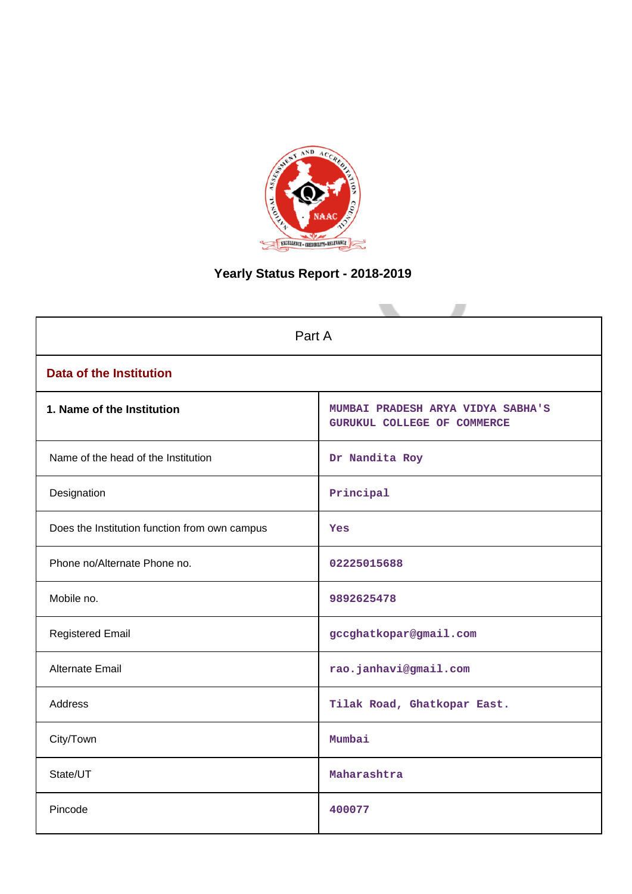# Yearly Status Report - 2018-2019

| Part A | |
|---|---|
| **Data of the Institution** | |
| **1. Name of the Institution** | MUMBAI PRADESH ARYA VIDYA SABHA'S GURUKUL COLLEGE OF COMMERCE |
| Name of the head of the Institution | Dr Nandita Roy |
| Designation | Principal |
| Does the Institution function from own campus | Yes |
| Phone no/Alternate Phone no. | 02225015688 |
| Mobile no. | 9892625478 |
| Registered Email | gccghatkopar@gmail.com |
| Alternate Email | rao.janhavi@gmail.com |
| Address | Tilak Road, Ghatkopar East. |
| City/Town | Mumbai |
| State/UT | Maharashtra |
| Pincode | 400077 |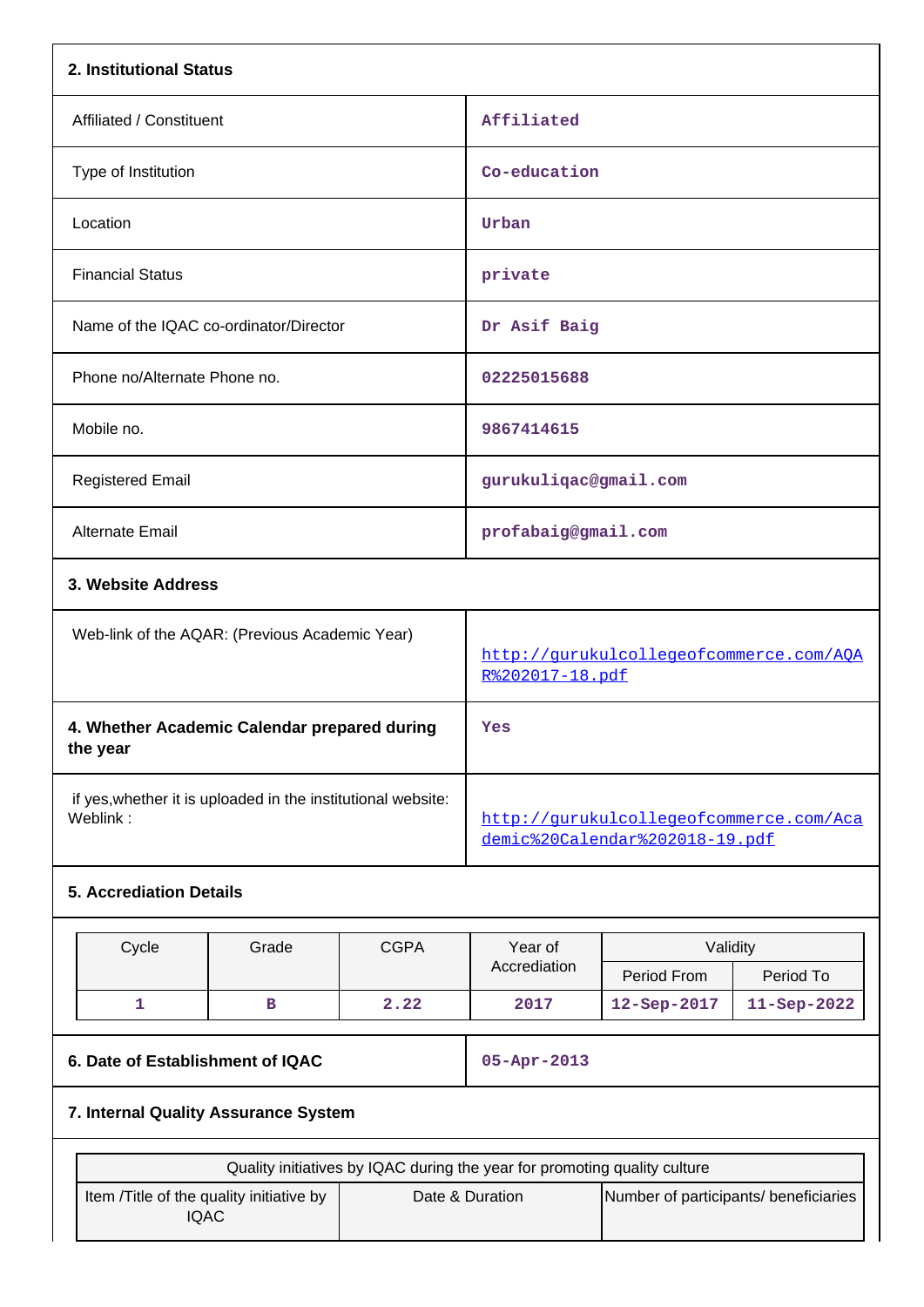## 2. Institutional Status

| | |
|---|---|
| Affiliated / Constituent | Affiliated |
| Type of Institution | Co-education |
| Location | Urban |
| Financial Status | private |
| Name of the IQAC co-ordinator/Director | Dr Asif Baig |
| Phone no/Alternate Phone no. | 02225015688 |
| Mobile no. | 9867414615 |
| Registered Email | gurukuliqac@gmail.com |
| Alternate Email | profabaig@gmail.com |

## 3. Website Address

| | |
|---|---|
| Web-link of the AQAR: (Previous Academic Year) | http://gurukulcollegeofcommerce.com/AQAR%202017-18.pdf |
| **4. Whether Academic Calendar prepared during the year** | Yes |
| if yes,whether it is uploaded in the institutional website: Weblink : | http://gurukulcollegeofcommerce.com/Academic%20Calendar%202018-19.pdf |

## 5. Accrediation Details

| Cycle | Grade | CGPA | Year of Accrediation | Validity | |
|---|---|---|---|---|---|
| | | | | Period From | Period To |
| 1 | B | 2.22 | 2017 | 12-Sep-2017 | 11-Sep-2022 |

| | |
|---|---|
| **6. Date of Establishment of IQAC** | 05-Apr-2013 |

## 7. Internal Quality Assurance System

| Quality initiatives by IQAC during the year for promoting quality culture | | |
|---|---|---|
| Item /Title of the quality initiative by IQAC | Date & Duration | Number of participants/ beneficiaries |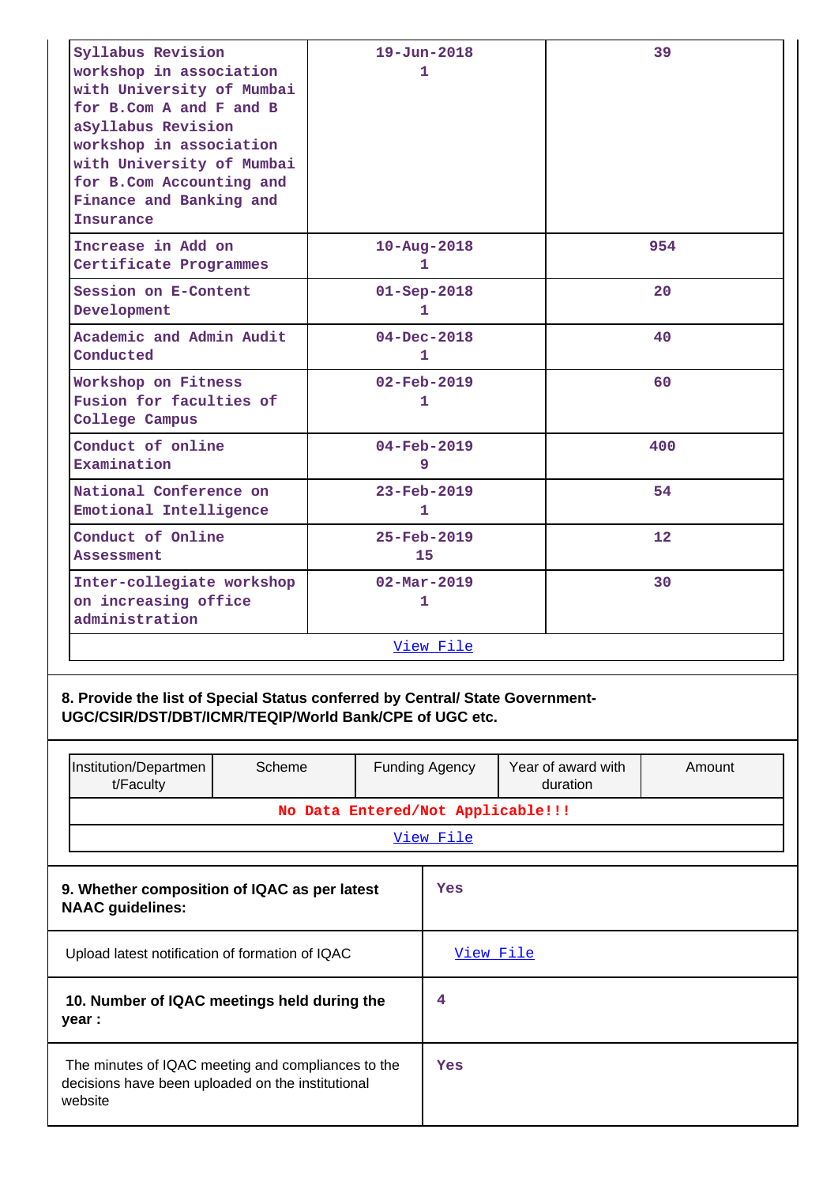| | | |
|---|---|---|
| Syllabus Revision workshop in association with University of Mumbai for B.Com A and F and B aSyllabus Revision workshop in association with University of Mumbai for B.Com Accounting and Finance and Banking and Insurance | 19-Jun-2018 1 | 39 |
| Increase in Add on Certificate Programmes | 10-Aug-2018 1 | 954 |
| Session on E-Content Development | 01-Sep-2018 1 | 20 |
| Academic and Admin Audit Conducted | 04-Dec-2018 1 | 40 |
| Workshop on Fitness Fusion for faculties of College Campus | 02-Feb-2019 1 | 60 |
| Conduct of online Examination | 04-Feb-2019 9 | 400 |
| National Conference on Emotional Intelligence | 23-Feb-2019 1 | 54 |
| Conduct of Online Assessment | 25-Feb-2019 15 | 12 |
| Inter-collegiate workshop on increasing office administration | 02-Mar-2019 1 | 30 |
| View File | | |

**8. Provide the list of Special Status conferred by Central/ State Government- UGC/CSIR/DST/DBT/ICMR/TEQIP/World Bank/CPE of UGC etc.**

| Institution/Department/Faculty | Scheme | Funding Agency | Year of award with duration | Amount |
|---|---|---|---|---|
| No Data Entered/Not Applicable!!! | | | | |
| View File | | | | |

| | |
|---|---|
| **9. Whether composition of IQAC as per latest NAAC guidelines:** | Yes |
| Upload latest notification of formation of IQAC | View File |
| **10. Number of IQAC meetings held during the year :** | 4 |
| The minutes of IQAC meeting and compliances to the decisions have been uploaded on the institutional website | Yes |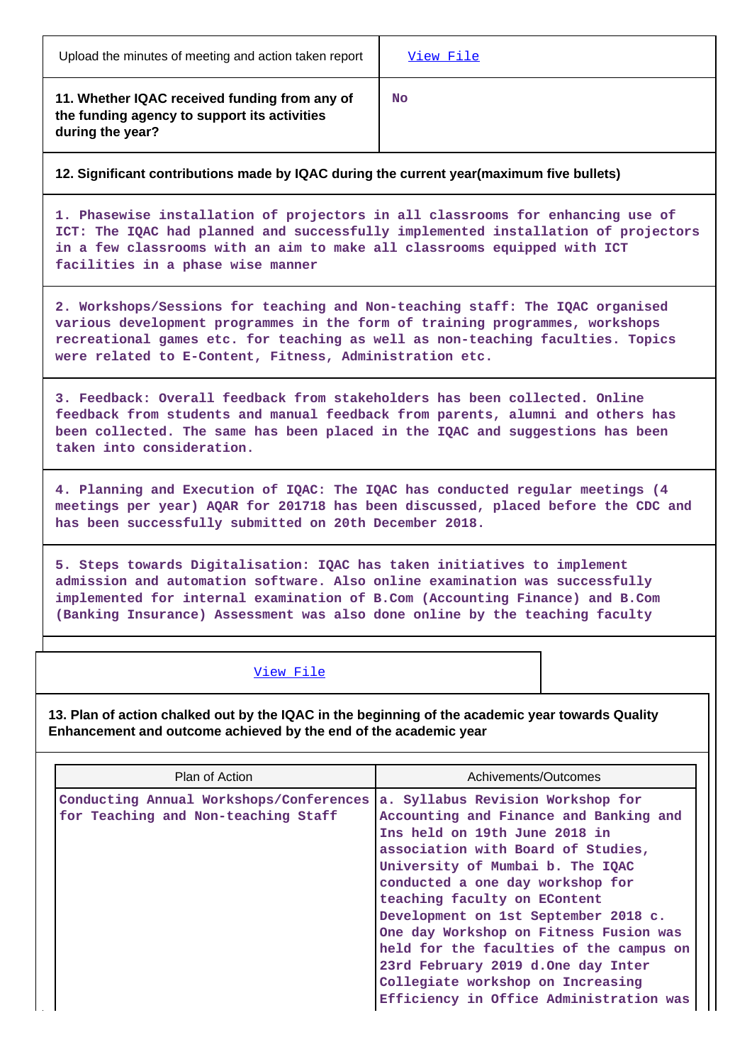| | |
|---|---|
| Upload the minutes of meeting and action taken report | View File |
| **11. Whether IQAC received funding from any of the funding agency to support its activities during the year?** | No |

**12. Significant contributions made by IQAC during the current year(maximum five bullets)**

1. Phasewise installation of projectors in all classrooms for enhancing use of ICT: The IQAC had planned and successfully implemented installation of projectors in a few classrooms with an aim to make all classrooms equipped with ICT facilities in a phase wise manner

2. Workshops/Sessions for teaching and Non-teaching staff: The IQAC organised various development programmes in the form of training programmes, workshops recreational games etc. for teaching as well as non-teaching faculties. Topics were related to E-Content, Fitness, Administration etc.

3. Feedback: Overall feedback from stakeholders has been collected. Online feedback from students and manual feedback from parents, alumni and others has been collected. The same has been placed in the IQAC and suggestions has been taken into consideration.

4. Planning and Execution of IQAC: The IQAC has conducted regular meetings (4 meetings per year) AQAR for 201718 has been discussed, placed before the CDC and has been successfully submitted on 20th December 2018.

5. Steps towards Digitalisation: IQAC has taken initiatives to implement admission and automation software. Also online examination was successfully implemented for internal examination of B.Com (Accounting Finance) and B.Com (Banking Insurance) Assessment was also done online by the teaching faculty

View File

**13. Plan of action chalked out by the IQAC in the beginning of the academic year towards Quality Enhancement and outcome achieved by the end of the academic year**

| Plan of Action | Achivements/Outcomes |
|---|---|
| Conducting Annual Workshops/Conferences for Teaching and Non-teaching Staff | a. Syllabus Revision Workshop for Accounting and Finance and Banking and Ins held on 19th June 2018 in association with Board of Studies, University of Mumbai b. The IQAC conducted a one day workshop for teaching faculty on EContent Development on 1st September 2018 c. One day Workshop on Fitness Fusion was held for the faculties of the campus on 23rd February 2019 d.One day Inter Collegiate workshop on Increasing Efficiency in Office Administration was |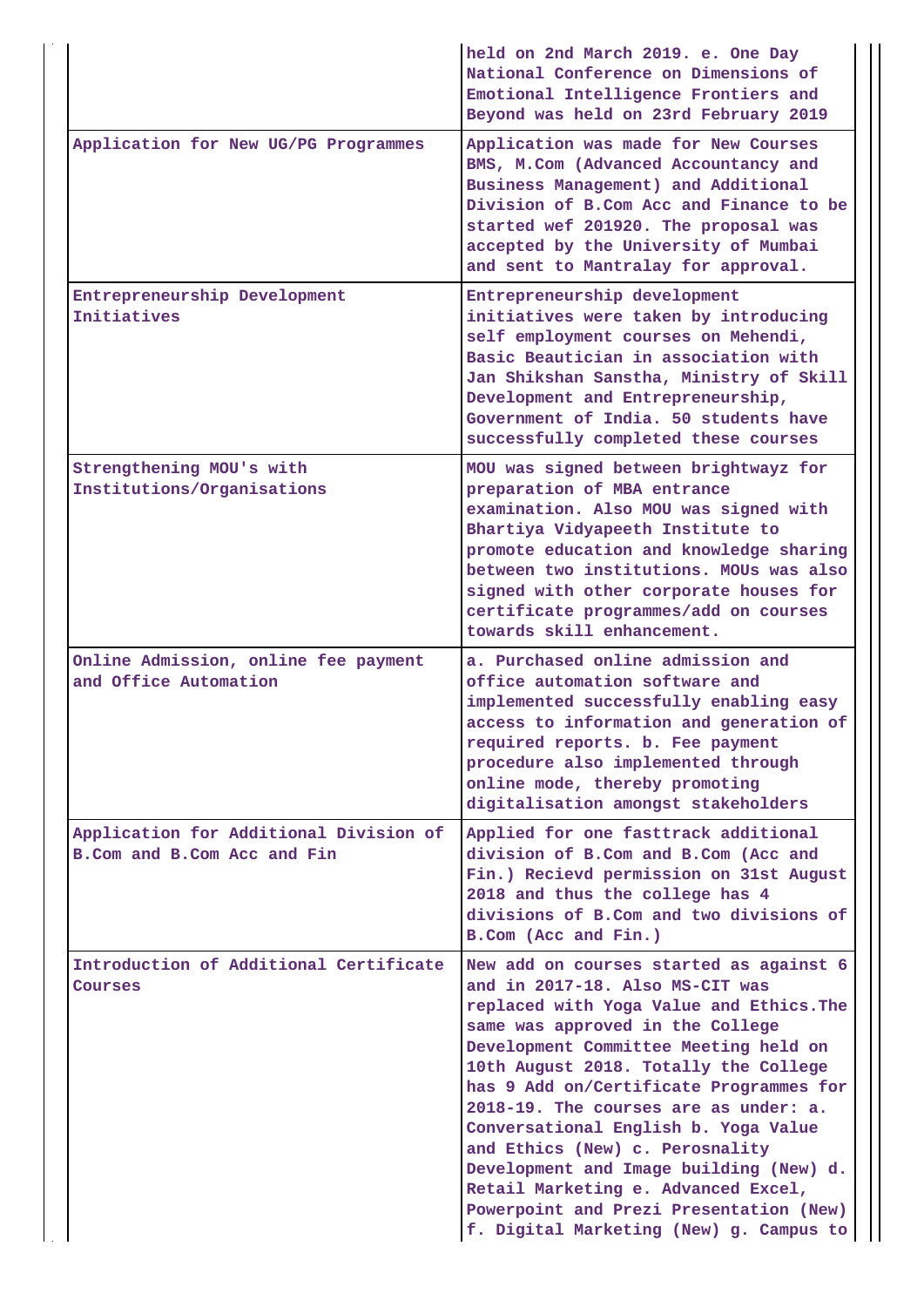| | |
|---|---|
| | held on 2nd March 2019. e. One Day National Conference on Dimensions of Emotional Intelligence Frontiers and Beyond was held on 23rd February 2019 |
| Application for New UG/PG Programmes | Application was made for New Courses BMS, M.Com (Advanced Accountancy and Business Management) and Additional Division of B.Com Acc and Finance to be started wef 201920. The proposal was accepted by the University of Mumbai and sent to Mantralay for approval. |
| Entrepreneurship Development Initiatives | Entrepreneurship development initiatives were taken by introducing self employment courses on Mehendi, Basic Beautician in association with Jan Shikshan Sanstha, Ministry of Skill Development and Entrepreneurship, Government of India. 50 students have successfully completed these courses |
| Strengthening MOU's with Institutions/Organisations | MOU was signed between brightwayz for preparation of MBA entrance examination. Also MOU was signed with Bhartiya Vidyapeeth Institute to promote education and knowledge sharing between two institutions. MOUs was also signed with other corporate houses for certificate programmes/add on courses towards skill enhancement. |
| Online Admission, online fee payment and Office Automation | a. Purchased online admission and office automation software and implemented successfully enabling easy access to information and generation of required reports. b. Fee payment procedure also implemented through online mode, thereby promoting digitalisation amongst stakeholders |
| Application for Additional Division of B.Com and B.Com Acc and Fin | Applied for one fasttrack additional division of B.Com and B.Com (Acc and Fin.) Recievd permission on 31st August 2018 and thus the college has 4 divisions of B.Com and two divisions of B.Com (Acc and Fin.) |
| Introduction of Additional Certificate Courses | New add on courses started as against 6 and in 2017-18. Also MS-CIT was replaced with Yoga Value and Ethics.The same was approved in the College Development Committee Meeting held on 10th August 2018. Totally the College has 9 Add on/Certificate Programmes for 2018-19. The courses are as under: a. Conversational English b. Yoga Value and Ethics (New) c. Perosnality Development and Image building (New) d. Retail Marketing e. Advanced Excel, Powerpoint and Prezi Presentation (New) f. Digital Marketing (New) g. Campus to |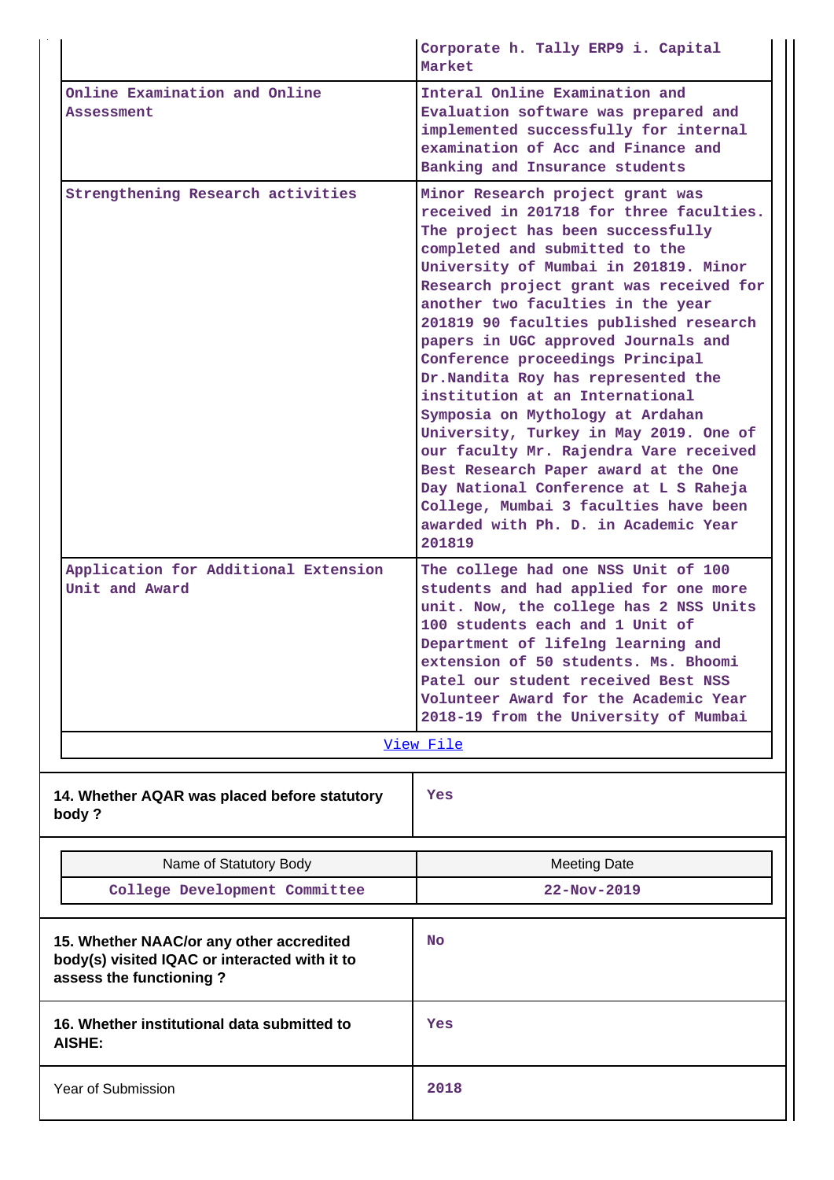| | |
|---|---|
| | Corporate h. Tally ERP9 i. Capital Market |
| Online Examination and Online Assessment | Interal Online Examination and Evaluation software was prepared and implemented successfully for internal examination of Acc and Finance and Banking and Insurance students |
| Strengthening Research activities | Minor Research project grant was received in 201718 for three faculties. The project has been successfully completed and submitted to the University of Mumbai in 201819. Minor Research project grant was received for another two faculties in the year 201819 90 faculties published research papers in UGC approved Journals and Conference proceedings Principal Dr.Nandita Roy has represented the institution at an International Symposia on Mythology at Ardahan University, Turkey in May 2019. One of our faculty Mr. Rajendra Vare received Best Research Paper award at the One Day National Conference at L S Raheja College, Mumbai 3 faculties have been awarded with Ph. D. in Academic Year 201819 |
| Application for Additional Extension Unit and Award | The college had one NSS Unit of 100 students and had applied for one more unit. Now, the college has 2 NSS Units 100 students each and 1 Unit of Department of lifelng learning and extension of 50 students. Ms. Bhoomi Patel our student received Best NSS Volunteer Award for the Academic Year 2018-19 from the University of Mumbai |

View File

| | |
|---|---|
| **14. Whether AQAR was placed before statutory body ?** | Yes |

| Name of Statutory Body | Meeting Date |
|---|---|
| College Development Committee | 22-Nov-2019 |

| | |
|---|---|
| **15. Whether NAAC/or any other accredited body(s) visited IQAC or interacted with it to assess the functioning ?** | No |
| **16. Whether institutional data submitted to AISHE:** | Yes |
| Year of Submission | 2018 |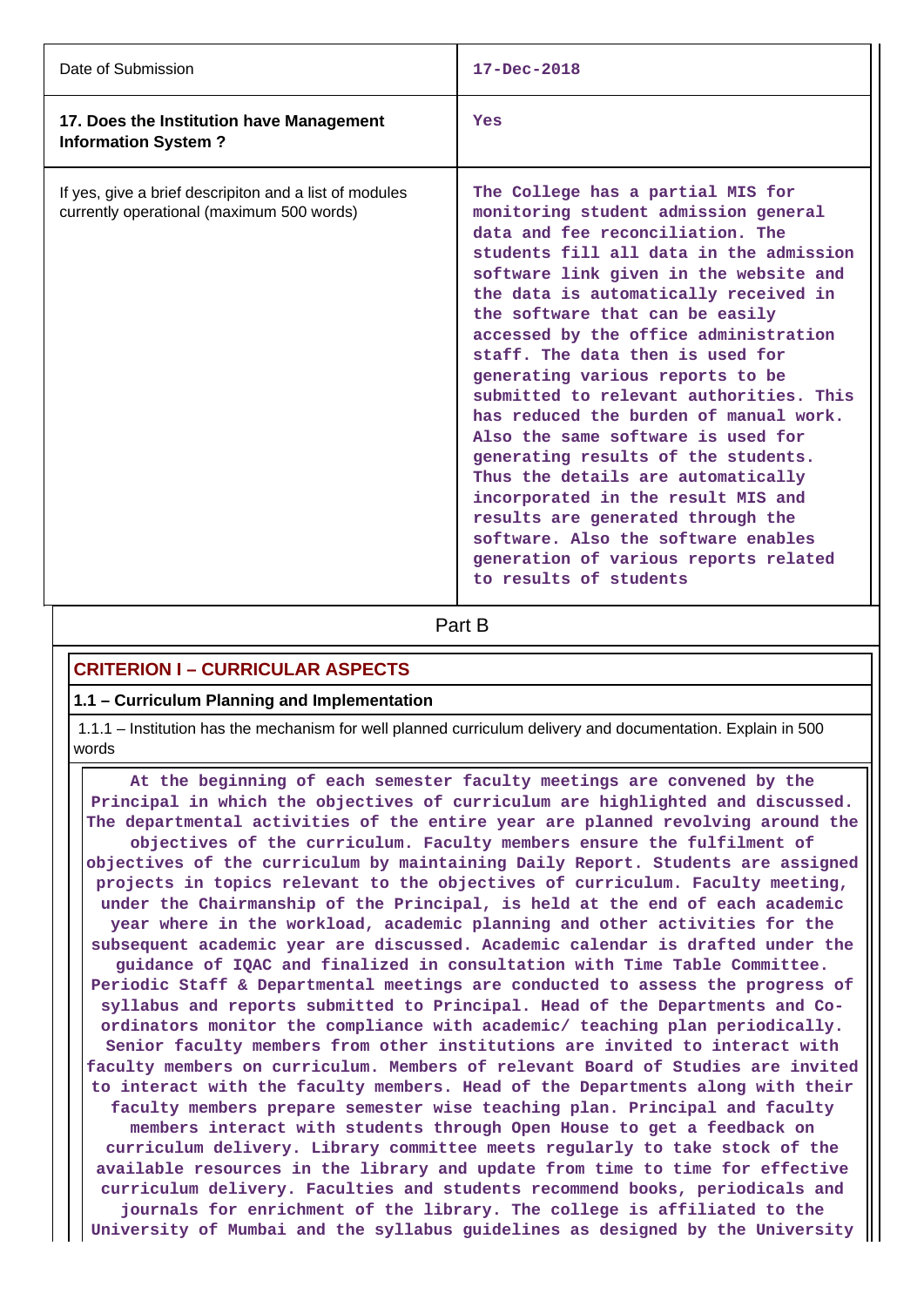| Date of Submission | 17-Dec-2018 |
|---|---|
| **17. Does the Institution have Management Information System ?** | Yes |
| If yes, give a brief descripiton and a list of modules currently operational (maximum 500 words) | The College has a partial MIS for monitoring student admission general data and fee reconciliation. The students fill all data in the admission software link given in the website and the data is automatically received in the software that can be easily accessed by the office administration staff. The data then is used for generating various reports to be submitted to relevant authorities. This has reduced the burden of manual work. Also the same software is used for generating results of the students. Thus the details are automatically incorporated in the result MIS and results are generated through the software. Also the software enables generation of various reports related to results of students |

# Part B

## CRITERION I – CURRICULAR ASPECTS

### 1.1 – Curriculum Planning and Implementation

1.1.1 – Institution has the mechanism for well planned curriculum delivery and documentation. Explain in 500 words

At the beginning of each semester faculty meetings are convened by the Principal in which the objectives of curriculum are highlighted and discussed. The departmental activities of the entire year are planned revolving around the objectives of the curriculum. Faculty members ensure the fulfilment of objectives of the curriculum by maintaining Daily Report. Students are assigned projects in topics relevant to the objectives of curriculum. Faculty meeting, under the Chairmanship of the Principal, is held at the end of each academic year where in the workload, academic planning and other activities for the subsequent academic year are discussed. Academic calendar is drafted under the guidance of IQAC and finalized in consultation with Time Table Committee. Periodic Staff & Departmental meetings are conducted to assess the progress of syllabus and reports submitted to Principal. Head of the Departments and Co-ordinators monitor the compliance with academic/ teaching plan periodically. Senior faculty members from other institutions are invited to interact with faculty members on curriculum. Members of relevant Board of Studies are invited to interact with the faculty members. Head of the Departments along with their faculty members prepare semester wise teaching plan. Principal and faculty members interact with students through Open House to get a feedback on curriculum delivery. Library committee meets regularly to take stock of the available resources in the library and update from time to time for effective curriculum delivery. Faculties and students recommend books, periodicals and journals for enrichment of the library. The college is affiliated to the University of Mumbai and the syllabus guidelines as designed by the University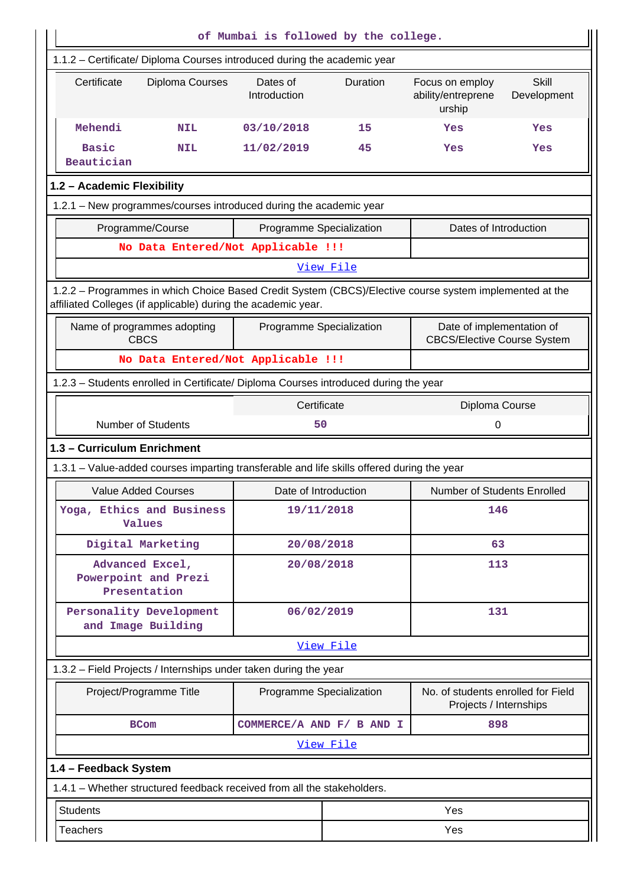of Mumbai is followed by the college.

1.1.2 – Certificate/ Diploma Courses introduced during the academic year

| Certificate | Diploma Courses | Dates of Introduction | Duration | Focus on employ ability/entrepreneurship | Skill Development |
|---|---|---|---|---|---|
| Mehendi | NIL | 03/10/2018 | 15 | Yes | Yes |
| Basic Beautician | NIL | 11/02/2019 | 45 | Yes | Yes |

**1.2 – Academic Flexibility**

1.2.1 – New programmes/courses introduced during the academic year

| Programme/Course | Programme Specialization | Dates of Introduction |
|---|---|---|
| No Data Entered/Not Applicable !!! | | |
| View File | | |

1.2.2 – Programmes in which Choice Based Credit System (CBCS)/Elective course system implemented at the affiliated Colleges (if applicable) during the academic year.

| Name of programmes adopting CBCS | Programme Specialization | Date of implementation of CBCS/Elective Course System |
|---|---|---|
| No Data Entered/Not Applicable !!! | | |

1.2.3 – Students enrolled in Certificate/ Diploma Courses introduced during the year

| | Certificate | Diploma Course |
|---|---|---|
| Number of Students | 50 | 0 |

**1.3 – Curriculum Enrichment**

1.3.1 – Value-added courses imparting transferable and life skills offered during the year

| Value Added Courses | Date of Introduction | Number of Students Enrolled |
|---|---|---|
| Yoga, Ethics and Business Values | 19/11/2018 | 146 |
| Digital Marketing | 20/08/2018 | 63 |
| Advanced Excel, Powerpoint and Prezi Presentation | 20/08/2018 | 113 |
| Personality Development and Image Building | 06/02/2019 | 131 |
| View File | | |

1.3.2 – Field Projects / Internships under taken during the year

| Project/Programme Title | Programme Specialization | No. of students enrolled for Field Projects / Internships |
|---|---|---|
| BCom | COMMERCE/A AND F/ B AND I | 898 |
| View File | | |

**1.4 – Feedback System**

1.4.1 – Whether structured feedback received from all the stakeholders.

| | |
|---|---|
| Students | Yes |
| Teachers | Yes |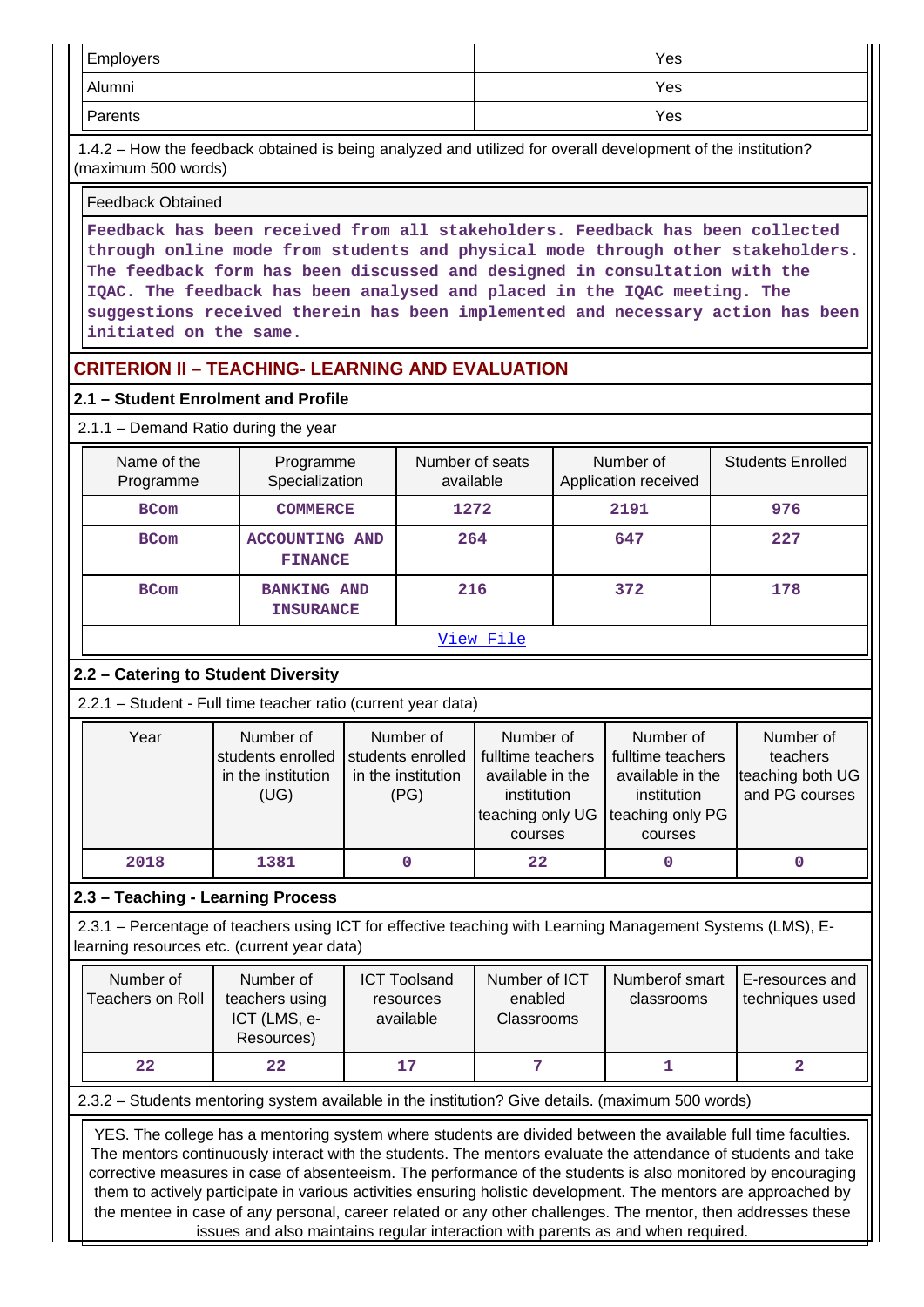| | |
|---|---|
| Employers | Yes |
| Alumni | Yes |
| Parents | Yes |

1.4.2 – How the feedback obtained is being analyzed and utilized for overall development of the institution? (maximum 500 words)

Feedback Obtained

Feedback has been received from all stakeholders. Feedback has been collected through online mode from students and physical mode through other stakeholders. The feedback form has been discussed and designed in consultation with the IQAC. The feedback has been analysed and placed in the IQAC meeting. The suggestions received therein has been implemented and necessary action has been initiated on the same.

## CRITERION II – TEACHING- LEARNING AND EVALUATION

### 2.1 – Student Enrolment and Profile

2.1.1 – Demand Ratio during the year

| Name of the Programme | Programme Specialization | Number of seats available | Number of Application received | Students Enrolled |
|---|---|---|---|---|
| BCom | COMMERCE | 1272 | 2191 | 976 |
| BCom | ACCOUNTING AND FINANCE | 264 | 647 | 227 |
| BCom | BANKING AND INSURANCE | 216 | 372 | 178 |

View File

### 2.2 – Catering to Student Diversity

2.2.1 – Student - Full time teacher ratio (current year data)

| Year | Number of students enrolled in the institution (UG) | Number of students enrolled in the institution (PG) | Number of fulltime teachers available in the institution teaching only UG courses | Number of fulltime teachers available in the institution teaching only PG courses | Number of teachers teaching both UG and PG courses |
|---|---|---|---|---|---|
| 2018 | 1381 | 0 | 22 | 0 | 0 |

### 2.3 – Teaching - Learning Process

2.3.1 – Percentage of teachers using ICT for effective teaching with Learning Management Systems (LMS), E-learning resources etc. (current year data)

| Number of Teachers on Roll | Number of teachers using ICT (LMS, e-Resources) | ICT Toolsand resources available | Number of ICT enabled Classrooms | Numberof smart classrooms | E-resources and techniques used |
|---|---|---|---|---|---|
| 22 | 22 | 17 | 7 | 1 | 2 |

2.3.2 – Students mentoring system available in the institution? Give details. (maximum 500 words)

YES. The college has a mentoring system where students are divided between the available full time faculties. The mentors continuously interact with the students. The mentors evaluate the attendance of students and take corrective measures in case of absenteeism. The performance of the students is also monitored by encouraging them to actively participate in various activities ensuring holistic development. The mentors are approached by the mentee in case of any personal, career related or any other challenges. The mentor, then addresses these issues and also maintains regular interaction with parents as and when required.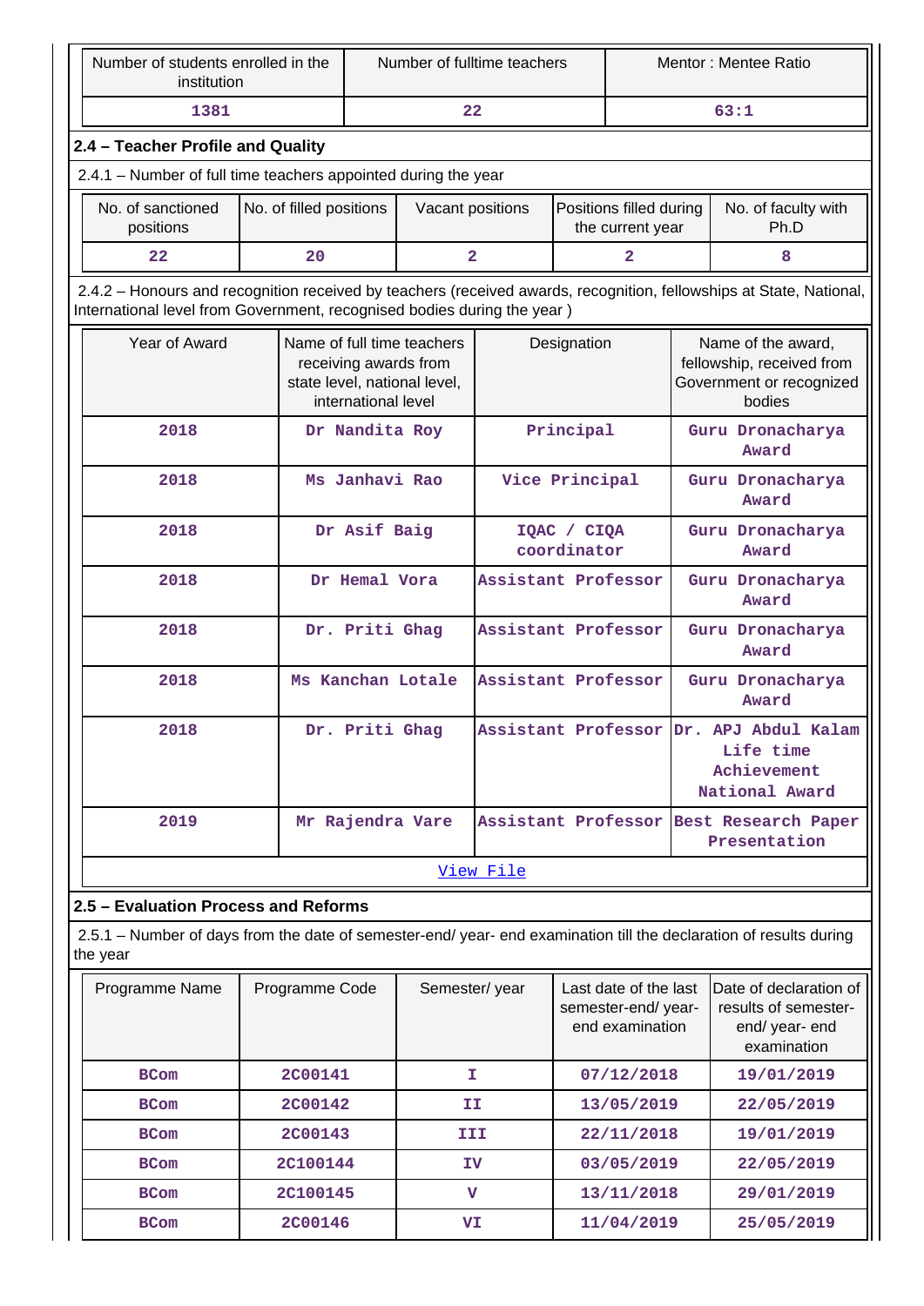| Number of students enrolled in the institution | Number of fulltime teachers | Mentor : Mentee Ratio |
|---|---|---|
| 1381 | 22 | 63:1 |

## 2.4 – Teacher Profile and Quality

2.4.1 – Number of full time teachers appointed during the year

| No. of sanctioned positions | No. of filled positions | Vacant positions | Positions filled during the current year | No. of faculty with Ph.D |
|---|---|---|---|---|
| 22 | 20 | 2 | 2 | 8 |

2.4.2 – Honours and recognition received by teachers (received awards, recognition, fellowships at State, National, International level from Government, recognised bodies during the year )

| Year of Award | Name of full time teachers receiving awards from state level, national level, international level | Designation | Name of the award, fellowship, received from Government or recognized bodies |
|---|---|---|---|
| 2018 | Dr Nandita Roy | Principal | Guru Dronacharya Award |
| 2018 | Ms Janhavi Rao | Vice Principal | Guru Dronacharya Award |
| 2018 | Dr Asif Baig | IQAC / CIQA coordinator | Guru Dronacharya Award |
| 2018 | Dr Hemal Vora | Assistant Professor | Guru Dronacharya Award |
| 2018 | Dr. Priti Ghag | Assistant Professor | Guru Dronacharya Award |
| 2018 | Ms Kanchan Lotale | Assistant Professor | Guru Dronacharya Award |
| 2018 | Dr. Priti Ghag | Assistant Professor | Dr. APJ Abdul Kalam Life time Achievement National Award |
| 2019 | Mr Rajendra Vare | Assistant Professor | Best Research Paper Presentation |

View File

## 2.5 – Evaluation Process and Reforms

2.5.1 – Number of days from the date of semester-end/ year- end examination till the declaration of results during the year

| Programme Name | Programme Code | Semester/ year | Last date of the last semester-end/ year- end examination | Date of declaration of results of semester- end/ year- end examination |
|---|---|---|---|---|
| BCom | 2C00141 | I | 07/12/2018 | 19/01/2019 |
| BCom | 2C00142 | II | 13/05/2019 | 22/05/2019 |
| BCom | 2C00143 | III | 22/11/2018 | 19/01/2019 |
| BCom | 2C100144 | IV | 03/05/2019 | 22/05/2019 |
| BCom | 2C100145 | V | 13/11/2018 | 29/01/2019 |
| BCom | 2C00146 | VI | 11/04/2019 | 25/05/2019 |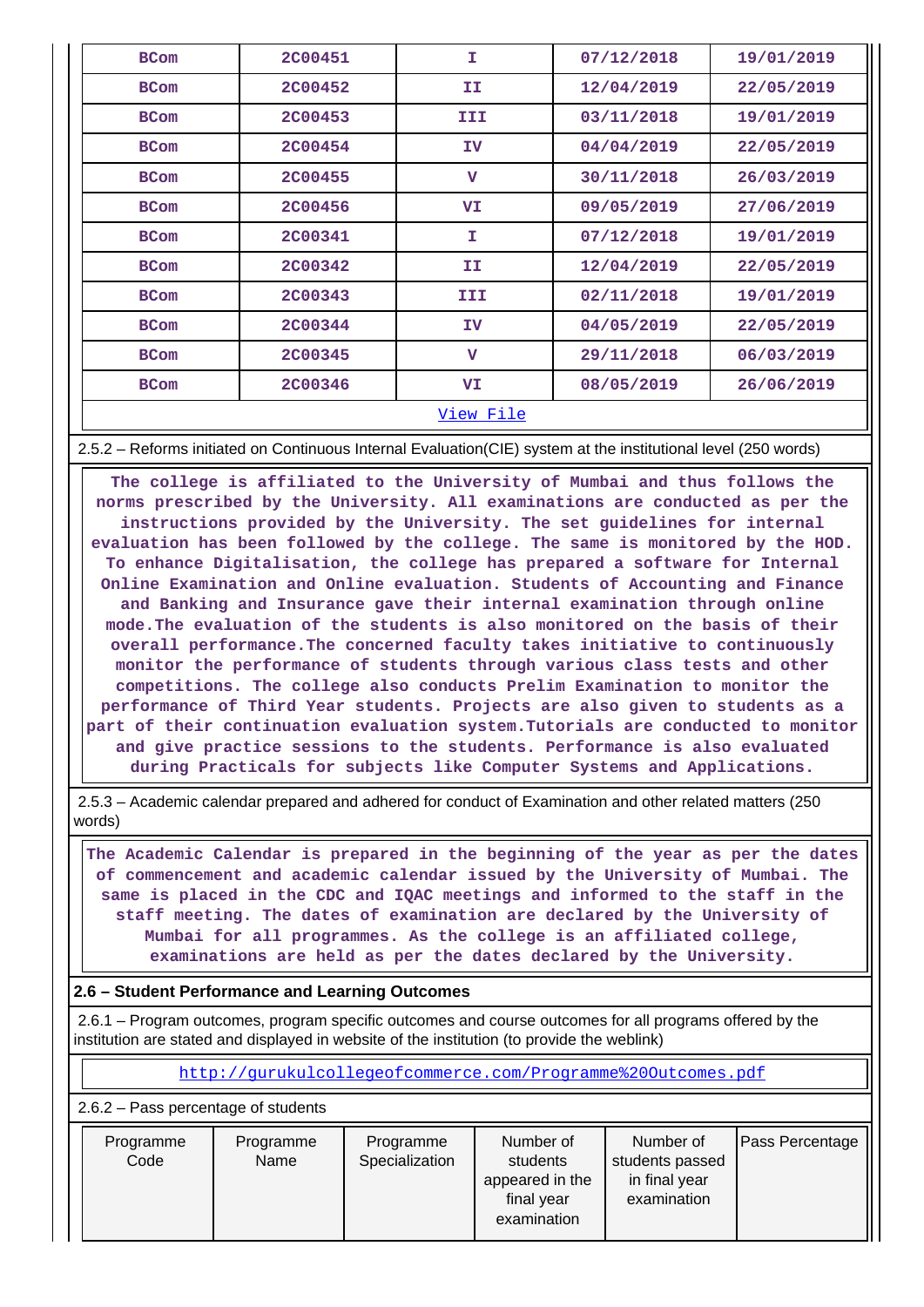| BCom | 2C00451 | I | 07/12/2018 | 19/01/2019 |
|---|---|---|---|---|
| BCom | 2C00452 | II | 12/04/2019 | 22/05/2019 |
| BCom | 2C00453 | III | 03/11/2018 | 19/01/2019 |
| BCom | 2C00454 | IV | 04/04/2019 | 22/05/2019 |
| BCom | 2C00455 | V | 30/11/2018 | 26/03/2019 |
| BCom | 2C00456 | VI | 09/05/2019 | 27/06/2019 |
| BCom | 2C00341 | I | 07/12/2018 | 19/01/2019 |
| BCom | 2C00342 | II | 12/04/2019 | 22/05/2019 |
| BCom | 2C00343 | III | 02/11/2018 | 19/01/2019 |
| BCom | 2C00344 | IV | 04/05/2019 | 22/05/2019 |
| BCom | 2C00345 | V | 29/11/2018 | 06/03/2019 |
| BCom | 2C00346 | VI | 08/05/2019 | 26/06/2019 |

View File

2.5.2 – Reforms initiated on Continuous Internal Evaluation(CIE) system at the institutional level (250 words)

The college is affiliated to the University of Mumbai and thus follows the norms prescribed by the University. All examinations are conducted as per the instructions provided by the University. The set guidelines for internal evaluation has been followed by the college. The same is monitored by the HOD. To enhance Digitalisation, the college has prepared a software for Internal Online Examination and Online evaluation. Students of Accounting and Finance and Banking and Insurance gave their internal examination through online mode.The evaluation of the students is also monitored on the basis of their overall performance.The concerned faculty takes initiative to continuously monitor the performance of students through various class tests and other competitions. The college also conducts Prelim Examination to monitor the performance of Third Year students. Projects are also given to students as a part of their continuation evaluation system.Tutorials are conducted to monitor and give practice sessions to the students. Performance is also evaluated during Practicals for subjects like Computer Systems and Applications.

2.5.3 – Academic calendar prepared and adhered for conduct of Examination and other related matters (250 words)

The Academic Calendar is prepared in the beginning of the year as per the dates of commencement and academic calendar issued by the University of Mumbai. The same is placed in the CDC and IQAC meetings and informed to the staff in the staff meeting. The dates of examination are declared by the University of Mumbai for all programmes. As the college is an affiliated college, examinations are held as per the dates declared by the University.

## 2.6 – Student Performance and Learning Outcomes

2.6.1 – Program outcomes, program specific outcomes and course outcomes for all programs offered by the institution are stated and displayed in website of the institution (to provide the weblink)

http://gurukulcollegeofcommerce.com/Programme%20Outcomes.pdf

2.6.2 – Pass percentage of students

| Programme Code | Programme Name | Programme Specialization | Number of students appeared in the final year examination | Number of students passed in final year examination | Pass Percentage |
|---|---|---|---|---|---|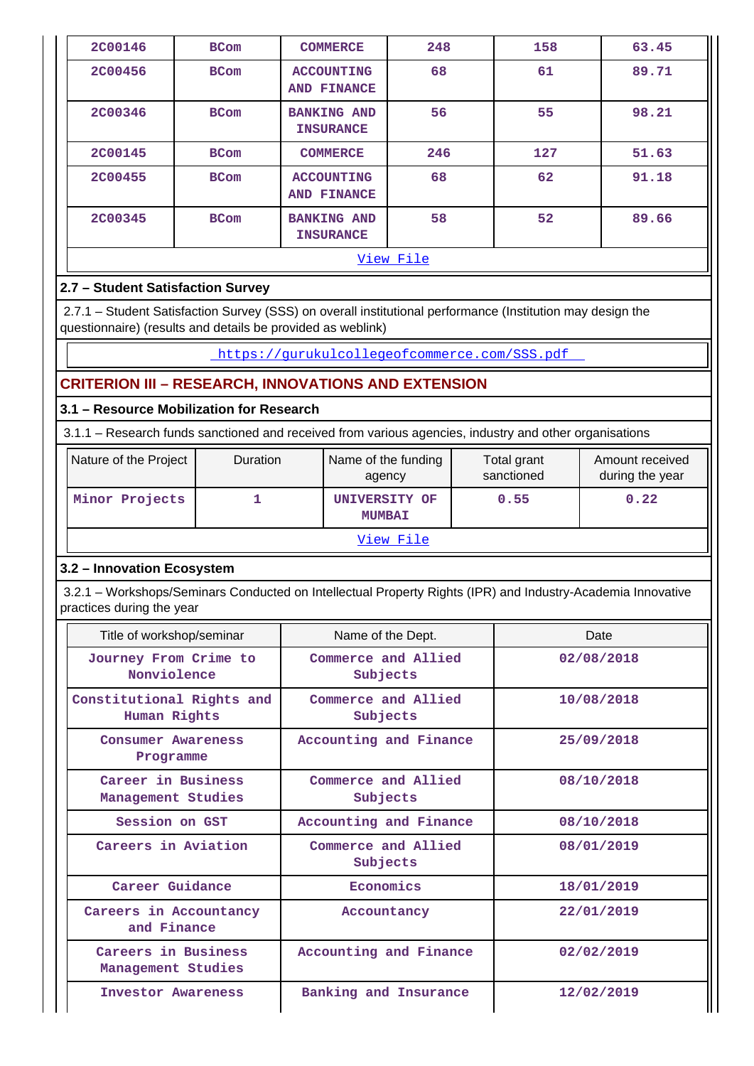| 2C00146 | BCom | COMMERCE | 248 | 158 | 63.45 |
|---|---|---|---|---|---|
| 2C00456 | BCom | ACCOUNTING AND FINANCE | 68 | 61 | 89.71 |
| 2C00346 | BCom | BANKING AND INSURANCE | 56 | 55 | 98.21 |
| 2C00145 | BCom | COMMERCE | 246 | 127 | 51.63 |
| 2C00455 | BCom | ACCOUNTING AND FINANCE | 68 | 62 | 91.18 |
| 2C00345 | BCom | BANKING AND INSURANCE | 58 | 52 | 89.66 |

View File

### 2.7 – Student Satisfaction Survey

2.7.1 – Student Satisfaction Survey (SSS) on overall institutional performance (Institution may design the questionnaire) (results and details be provided as weblink)

https://gurukulcollegeofcommerce.com/SSS.pdf

## CRITERION III – RESEARCH, INNOVATIONS AND EXTENSION

### 3.1 – Resource Mobilization for Research

3.1.1 – Research funds sanctioned and received from various agencies, industry and other organisations

| Nature of the Project | Duration | Name of the funding agency | Total grant sanctioned | Amount received during the year |
|---|---|---|---|---|
| Minor Projects | 1 | UNIVERSITY OF MUMBAI | 0.55 | 0.22 |

View File

### 3.2 – Innovation Ecosystem

3.2.1 – Workshops/Seminars Conducted on Intellectual Property Rights (IPR) and Industry-Academia Innovative practices during the year

| Title of workshop/seminar | Name of the Dept. | Date |
|---|---|---|
| Journey From Crime to Nonviolence | Commerce and Allied Subjects | 02/08/2018 |
| Constitutional Rights and Human Rights | Commerce and Allied Subjects | 10/08/2018 |
| Consumer Awareness Programme | Accounting and Finance | 25/09/2018 |
| Career in Business Management Studies | Commerce and Allied Subjects | 08/10/2018 |
| Session on GST | Accounting and Finance | 08/10/2018 |
| Careers in Aviation | Commerce and Allied Subjects | 08/01/2019 |
| Career Guidance | Economics | 18/01/2019 |
| Careers in Accountancy and Finance | Accountancy | 22/01/2019 |
| Careers in Business Management Studies | Accounting and Finance | 02/02/2019 |
| Investor Awareness | Banking and Insurance | 12/02/2019 |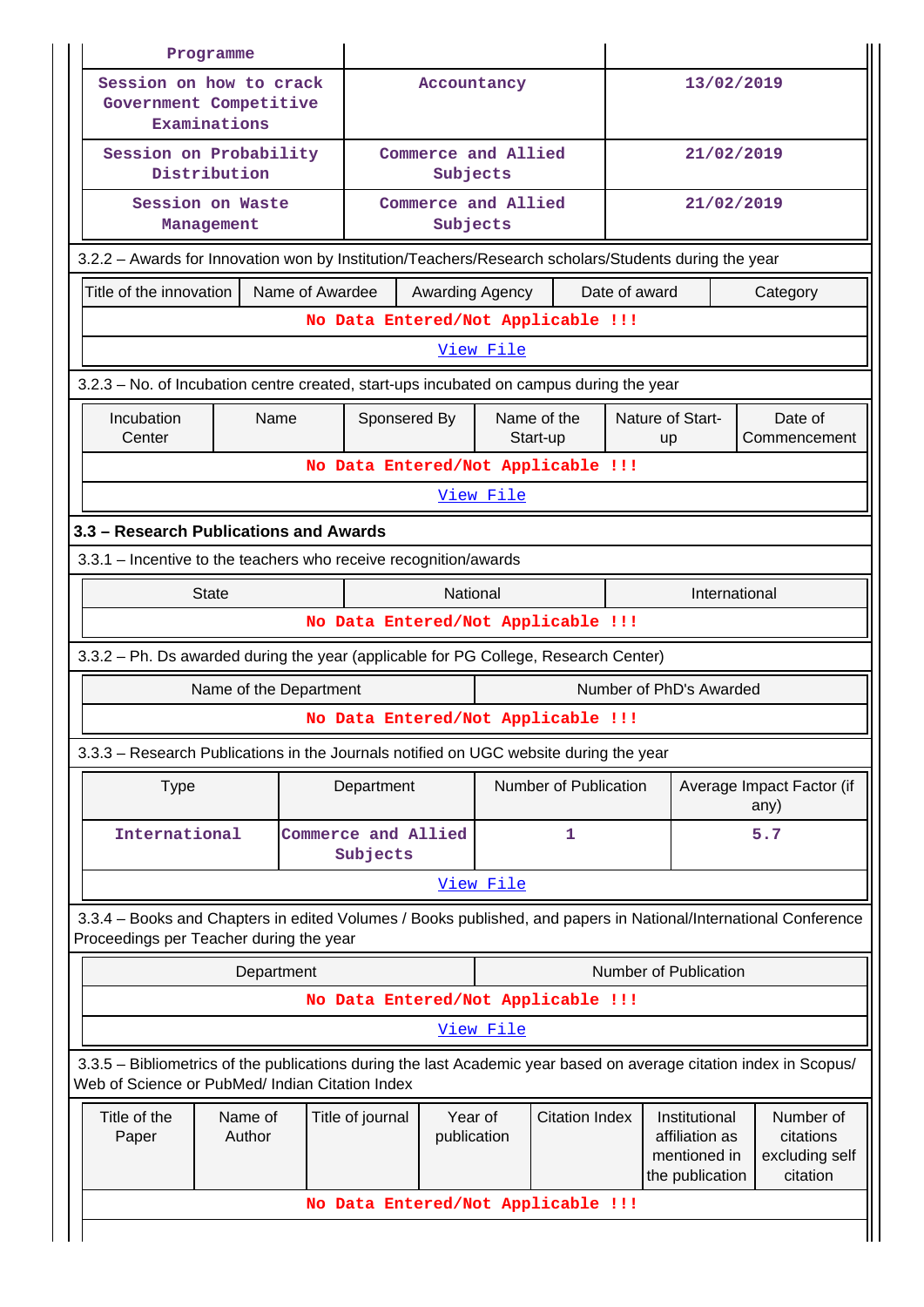| Programme | | |
|---|---|---|
| Session on how to crack Government Competitive Examinations | Accountancy | 13/02/2019 |
| Session on Probability Distribution | Commerce and Allied Subjects | 21/02/2019 |
| Session on Waste Management | Commerce and Allied Subjects | 21/02/2019 |

3.2.2 – Awards for Innovation won by Institution/Teachers/Research scholars/Students during the year

| Title of the innovation | Name of Awardee | Awarding Agency | Date of award | Category |
|---|---|---|---|---|
| No Data Entered/Not Applicable !!! | | | | |
| View File | | | | |

3.2.3 – No. of Incubation centre created, start-ups incubated on campus during the year

| Incubation Center | Name | Sponsered By | Name of the Start-up | Nature of Start-up | Date of Commencement |
|---|---|---|---|---|---|
| No Data Entered/Not Applicable !!! | | | | | |
| View File | | | | | |

**3.3 – Research Publications and Awards**

3.3.1 – Incentive to the teachers who receive recognition/awards

| State | National | International |
|---|---|---|
| No Data Entered/Not Applicable !!! | | |

3.3.2 – Ph. Ds awarded during the year (applicable for PG College, Research Center)

| Name of the Department | Number of PhD's Awarded |
|---|---|
| No Data Entered/Not Applicable !!! | |

3.3.3 – Research Publications in the Journals notified on UGC website during the year

| Type | Department | Number of Publication | Average Impact Factor (if any) |
|---|---|---|---|
| International | Commerce and Allied Subjects | 1 | 5.7 |
| View File | | | |

3.3.4 – Books and Chapters in edited Volumes / Books published, and papers in National/International Conference Proceedings per Teacher during the year

| Department | Number of Publication |
|---|---|
| No Data Entered/Not Applicable !!! | |
| View File | |

3.3.5 – Bibliometrics of the publications during the last Academic year based on average citation index in Scopus/ Web of Science or PubMed/ Indian Citation Index

| Title of the Paper | Name of Author | Title of journal | Year of publication | Citation Index | Institutional affiliation as mentioned in the publication | Number of citations excluding self citation |
|---|---|---|---|---|---|---|
| No Data Entered/Not Applicable !!! | | | | | | |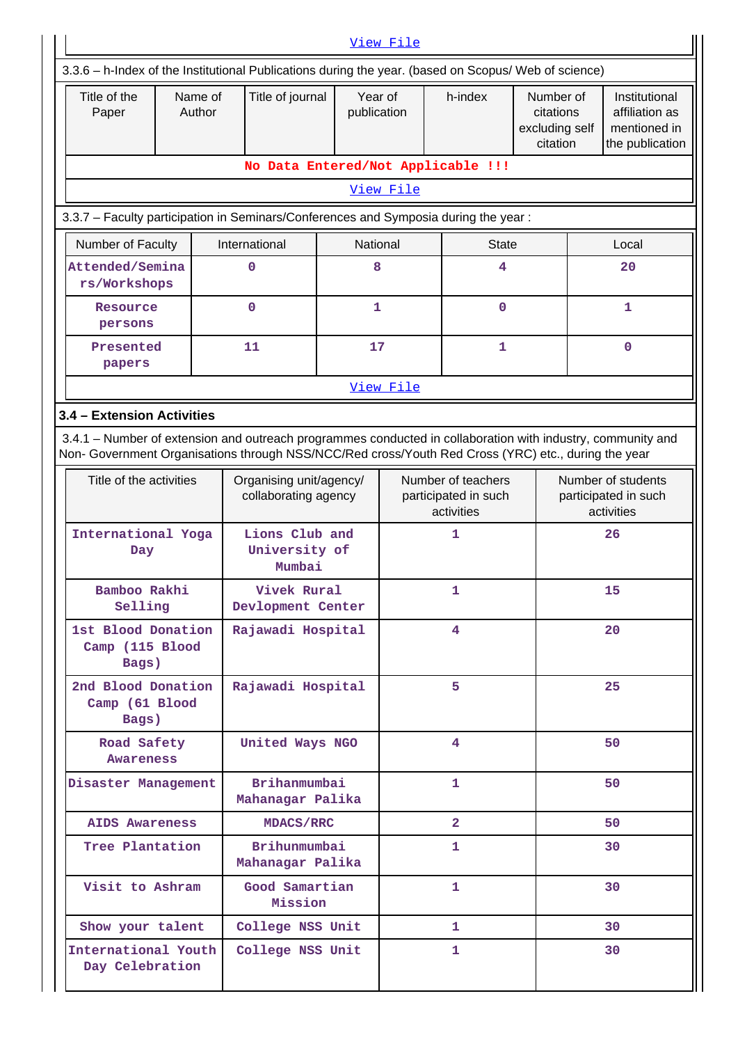View File

3.3.6 – h-Index of the Institutional Publications during the year. (based on Scopus/ Web of science)

| Title of the Paper | Name of Author | Title of journal | Year of publication | h-index | Number of citations excluding self citation | Institutional affiliation as mentioned in the publication |
|---|---|---|---|---|---|---|
| No Data Entered/Not Applicable !!! | | | | | | |

View File

3.3.7 – Faculty participation in Seminars/Conferences and Symposia during the year :

| Number of Faculty | International | National | State | Local |
|---|---|---|---|---|
| Attended/Seminars/Workshops | 0 | 8 | 4 | 20 |
| Resource persons | 0 | 1 | 0 | 1 |
| Presented papers | 11 | 17 | 1 | 0 |

View File

**3.4 – Extension Activities**

3.4.1 – Number of extension and outreach programmes conducted in collaboration with industry, community and Non- Government Organisations through NSS/NCC/Red cross/Youth Red Cross (YRC) etc., during the year

| Title of the activities | Organising unit/agency/ collaborating agency | Number of teachers participated in such activities | Number of students participated in such activities |
|---|---|---|---|
| International Yoga Day | Lions Club and University of Mumbai | 1 | 26 |
| Bamboo Rakhi Selling | Vivek Rural Devlopment Center | 1 | 15 |
| 1st Blood Donation Camp (115 Blood Bags) | Rajawadi Hospital | 4 | 20 |
| 2nd Blood Donation Camp (61 Blood Bags) | Rajawadi Hospital | 5 | 25 |
| Road Safety Awareness | United Ways NGO | 4 | 50 |
| Disaster Management | Brihanmumbai Mahanagar Palika | 1 | 50 |
| AIDS Awareness | MDACS/RRC | 2 | 50 |
| Tree Plantation | Brihunmumbai Mahanagar Palika | 1 | 30 |
| Visit to Ashram | Good Samartian Mission | 1 | 30 |
| Show your talent | College NSS Unit | 1 | 30 |
| International Youth Day Celebration | College NSS Unit | 1 | 30 |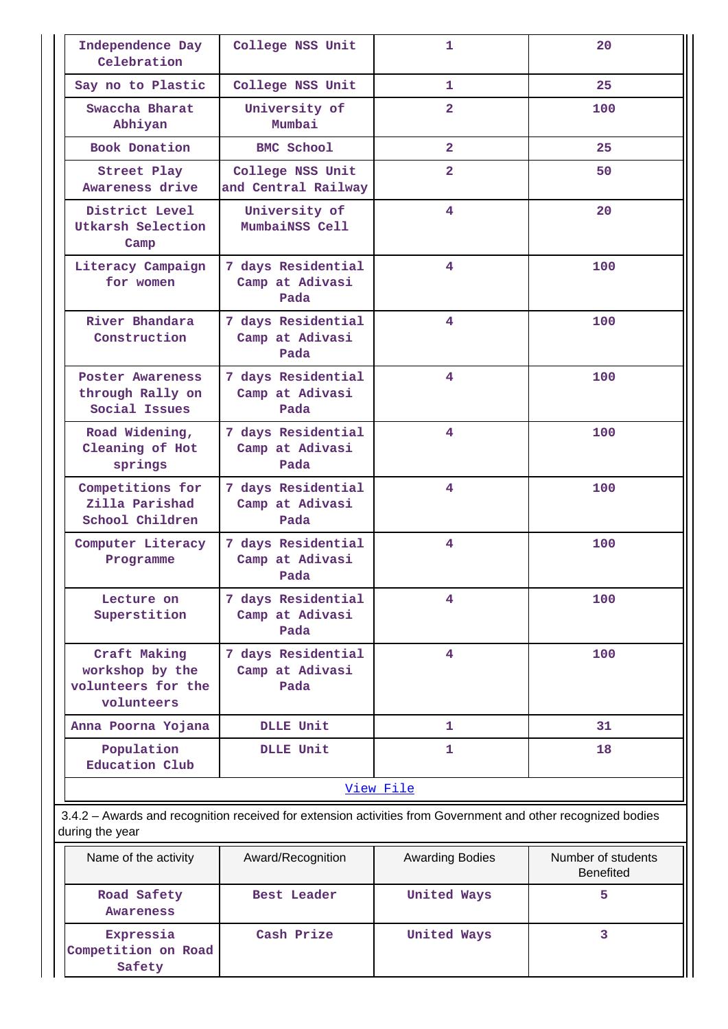| Independence Day Celebration | College NSS Unit | 1 | 20 |
|---|---|---|---|
| Say no to Plastic | College NSS Unit | 1 | 25 |
| Swaccha Bharat Abhiyan | University of Mumbai | 2 | 100 |
| Book Donation | BMC School | 2 | 25 |
| Street Play Awareness drive | College NSS Unit and Central Railway | 2 | 50 |
| District Level Utkarsh Selection Camp | University of MumbaiNSS Cell | 4 | 20 |
| Literacy Campaign for women | 7 days Residential Camp at Adivasi Pada | 4 | 100 |
| River Bhandara Construction | 7 days Residential Camp at Adivasi Pada | 4 | 100 |
| Poster Awareness through Rally on Social Issues | 7 days Residential Camp at Adivasi Pada | 4 | 100 |
| Road Widening, Cleaning of Hot springs | 7 days Residential Camp at Adivasi Pada | 4 | 100 |
| Competitions for Zilla Parishad School Children | 7 days Residential Camp at Adivasi Pada | 4 | 100 |
| Computer Literacy Programme | 7 days Residential Camp at Adivasi Pada | 4 | 100 |
| Lecture on Superstition | 7 days Residential Camp at Adivasi Pada | 4 | 100 |
| Craft Making workshop by the volunteers for the volunteers | 7 days Residential Camp at Adivasi Pada | 4 | 100 |
| Anna Poorna Yojana | DLLE Unit | 1 | 31 |
| Population Education Club | DLLE Unit | 1 | 18 |

View File

3.4.2 – Awards and recognition received for extension activities from Government and other recognized bodies during the year

| Name of the activity | Award/Recognition | Awarding Bodies | Number of students Benefited |
|---|---|---|---|
| Road Safety Awareness | Best Leader | United Ways | 5 |
| Expressia Competition on Road Safety | Cash Prize | United Ways | 3 |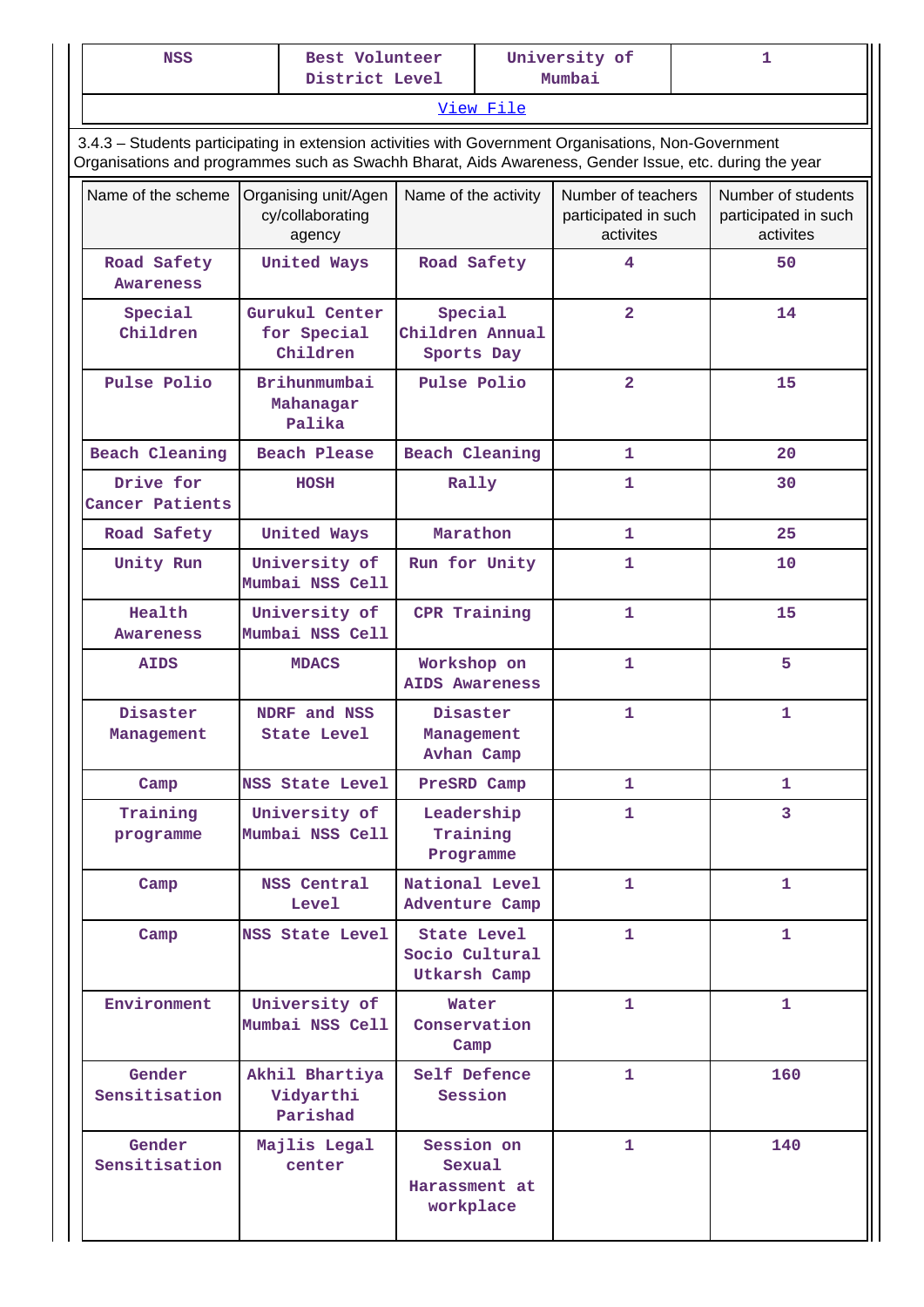| NSS | Best Volunteer District Level | University of Mumbai | 1 |
|---|---|---|---|

[View File]

3.4.3 – Students participating in extension activities with Government Organisations, Non-Government Organisations and programmes such as Swachh Bharat, Aids Awareness, Gender Issue, etc. during the year

| Name of the scheme | Organising unit/Agency/collaborating agency | Name of the activity | Number of teachers participated in such activites | Number of students participated in such activites |
|---|---|---|---|---|
| Road Safety Awareness | United Ways | Road Safety | 4 | 50 |
| Special Children | Gurukul Center for Special Children | Special Children Annual Sports Day | 2 | 14 |
| Pulse Polio | Brihunmumbai Mahanagar Palika | Pulse Polio | 2 | 15 |
| Beach Cleaning | Beach Please | Beach Cleaning | 1 | 20 |
| Drive for Cancer Patients | HOSH | Rally | 1 | 30 |
| Road Safety | United Ways | Marathon | 1 | 25 |
| Unity Run | University of Mumbai NSS Cell | Run for Unity | 1 | 10 |
| Health Awareness | University of Mumbai NSS Cell | CPR Training | 1 | 15 |
| AIDS | MDACS | Workshop on AIDS Awareness | 1 | 5 |
| Disaster Management | NDRF and NSS State Level | Disaster Management Avhan Camp | 1 | 1 |
| Camp | NSS State Level | PreSRD Camp | 1 | 1 |
| Training programme | University of Mumbai NSS Cell | Leadership Training Programme | 1 | 3 |
| Camp | NSS Central Level | National Level Adventure Camp | 1 | 1 |
| Camp | NSS State Level | State Level Socio Cultural Utkarsh Camp | 1 | 1 |
| Environment | University of Mumbai NSS Cell | Water Conservation Camp | 1 | 1 |
| Gender Sensitisation | Akhil Bhartiya Vidyarthi Parishad | Self Defence Session | 1 | 160 |
| Gender Sensitisation | Majlis Legal center | Session on Sexual Harassment at workplace | 1 | 140 |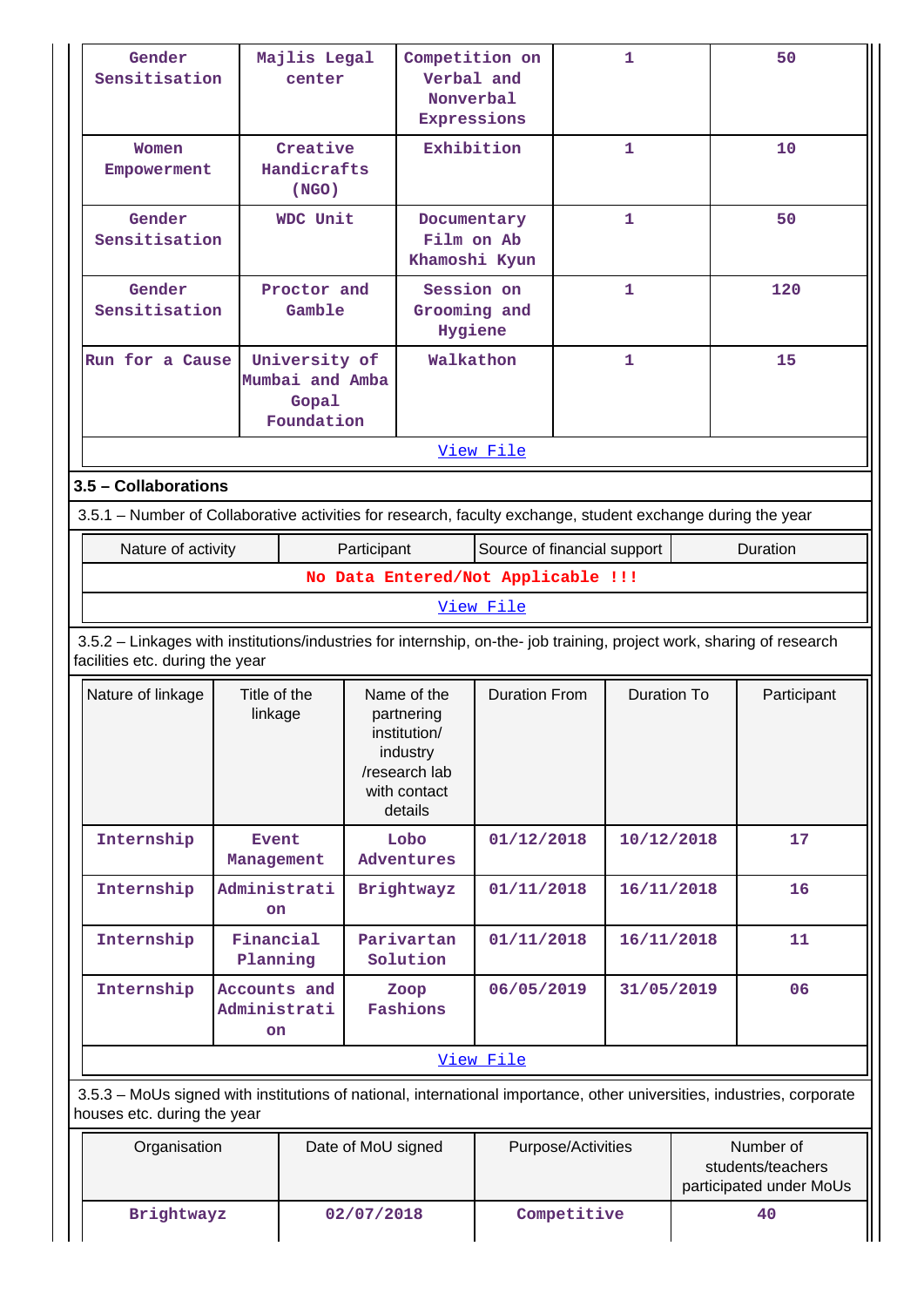| Gender Sensitisation | Majlis Legal center | Competition on Verbal and Nonverbal Expressions | 1 | 50 |
|---|---|---|---|---|
| Women Empowerment | Creative Handicrafts (NGO) | Exhibition | 1 | 10 |
| Gender Sensitisation | WDC Unit | Documentary Film on Ab Khamoshi Kyun | 1 | 50 |
| Gender Sensitisation | Proctor and Gamble | Session on Grooming and Hygiene | 1 | 120 |
| Run for a Cause | University of Mumbai and Amba Gopal Foundation | Walkathon | 1 | 15 |

View File

### 3.5 – Collaborations

3.5.1 – Number of Collaborative activities for research, faculty exchange, student exchange during the year

| Nature of activity | Participant | Source of financial support | Duration |
|---|---|---|---|
| No Data Entered/Not Applicable !!! | | | |

View File

3.5.2 – Linkages with institutions/industries for internship, on-the- job training, project work, sharing of research facilities etc. during the year

| Nature of linkage | Title of the linkage | Name of the partnering institution/ industry /research lab with contact details | Duration From | Duration To | Participant |
|---|---|---|---|---|---|
| Internship | Event Management | Lobo Adventures | 01/12/2018 | 10/12/2018 | 17 |
| Internship | Administration | Brightwayz | 01/11/2018 | 16/11/2018 | 16 |
| Internship | Financial Planning | Parivartan Solution | 01/11/2018 | 16/11/2018 | 11 |
| Internship | Accounts and Administration | Zoop Fashions | 06/05/2019 | 31/05/2019 | 06 |

View File

3.5.3 – MoUs signed with institutions of national, international importance, other universities, industries, corporate houses etc. during the year

| Organisation | Date of MoU signed | Purpose/Activities | Number of students/teachers participated under MoUs |
|---|---|---|---|
| Brightwayz | 02/07/2018 | Competitive | 40 |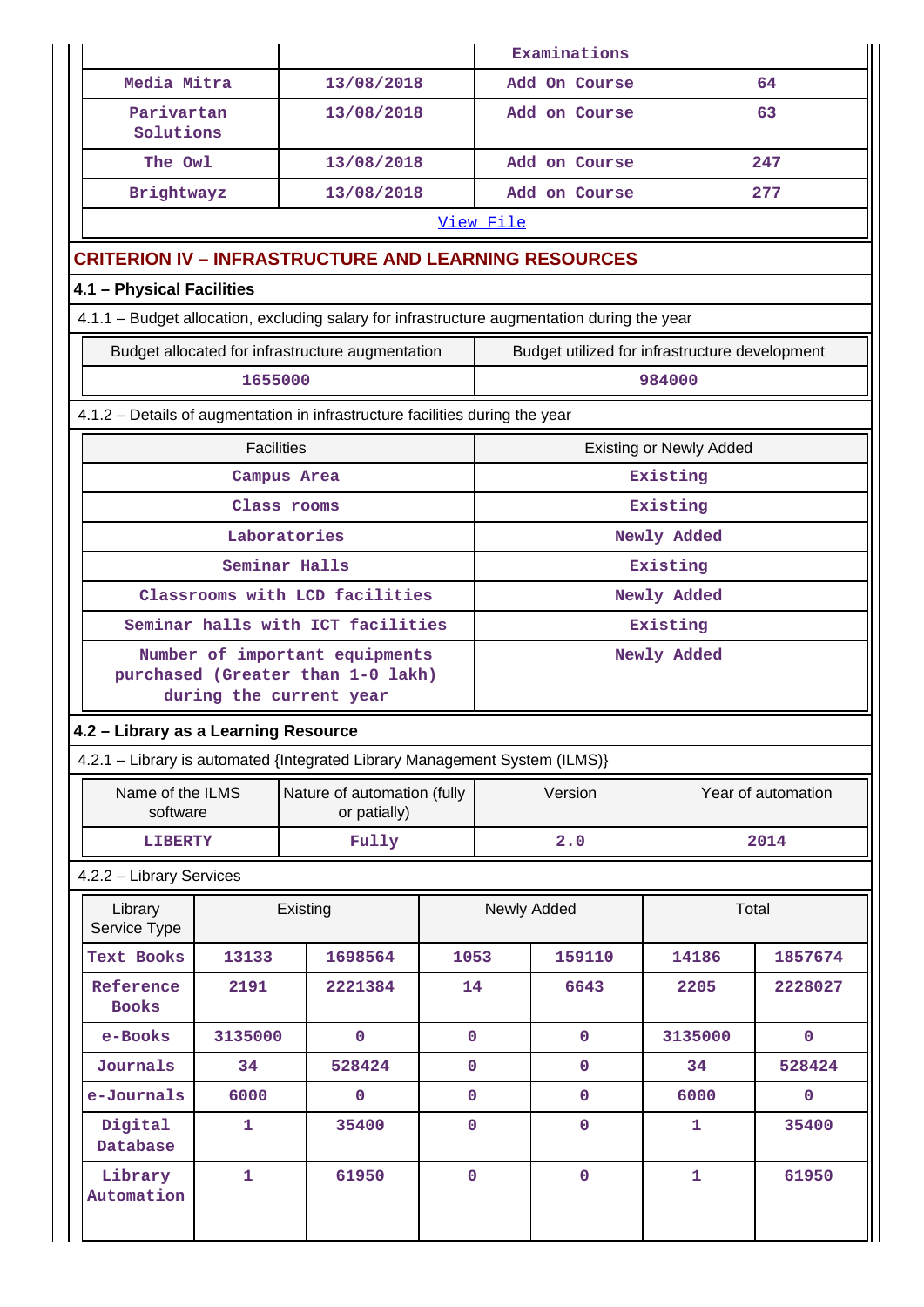| | | Examinations | |
|---|---|---|---|
| Media Mitra | 13/08/2018 | Add On Course | 64 |
| Parivartan Solutions | 13/08/2018 | Add on Course | 63 |
| The Owl | 13/08/2018 | Add on Course | 247 |
| Brightwayz | 13/08/2018 | Add on Course | 277 |

View File

## CRITERION IV – INFRASTRUCTURE AND LEARNING RESOURCES

### 4.1 – Physical Facilities

4.1.1 – Budget allocation, excluding salary for infrastructure augmentation during the year

| Budget allocated for infrastructure augmentation | Budget utilized for infrastructure development |
|---|---|
| 1655000 | 984000 |

4.1.2 – Details of augmentation in infrastructure facilities during the year

| Facilities | Existing or Newly Added |
|---|---|
| Campus Area | Existing |
| Class rooms | Existing |
| Laboratories | Newly Added |
| Seminar Halls | Existing |
| Classrooms with LCD facilities | Newly Added |
| Seminar halls with ICT facilities | Existing |
| Number of important equipments purchased (Greater than 1-0 lakh) during the current year | Newly Added |

### 4.2 – Library as a Learning Resource

4.2.1 – Library is automated {Integrated Library Management System (ILMS)}

| Name of the ILMS software | Nature of automation (fully or patially) | Version | Year of automation |
|---|---|---|---|
| LIBERTY | Fully | 2.0 | 2014 |

4.2.2 – Library Services

| Library Service Type | Existing | | Newly Added | | Total | |
|---|---|---|---|---|---|---|
| Text Books | 13133 | 1698564 | 1053 | 159110 | 14186 | 1857674 |
| Reference Books | 2191 | 2221384 | 14 | 6643 | 2205 | 2228027 |
| e-Books | 3135000 | 0 | 0 | 0 | 3135000 | 0 |
| Journals | 34 | 528424 | 0 | 0 | 34 | 528424 |
| e-Journals | 6000 | 0 | 0 | 0 | 6000 | 0 |
| Digital Database | 1 | 35400 | 0 | 0 | 1 | 35400 |
| Library Automation | 1 | 61950 | 0 | 0 | 1 | 61950 |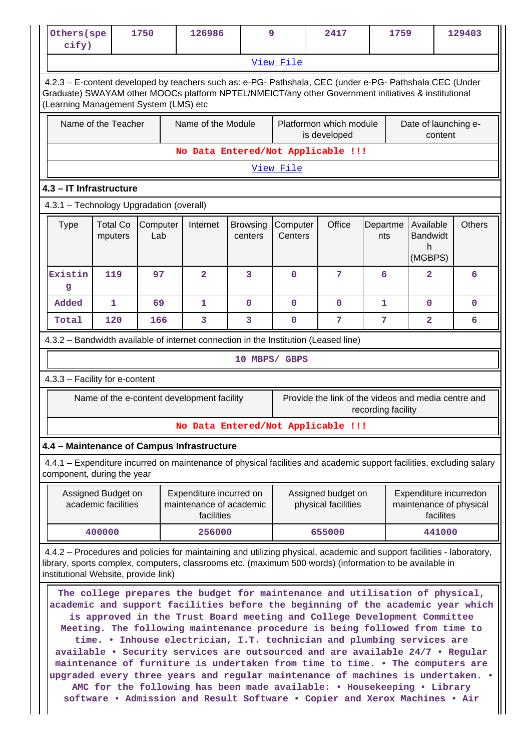| Others(specify) | 1750 | 126986 | 9 | 2417 | 1759 | 129403 |
|---|---|---|---|---|---|---|

View File

4.2.3 – E-content developed by teachers such as: e-PG- Pathshala, CEC (under e-PG- Pathshala CEC (Under Graduate) SWAYAM other MOOCs platform NPTEL/NMEICT/any other Government initiatives & institutional (Learning Management System (LMS) etc

| Name of the Teacher | Name of the Module | Platformon which module is developed | Date of launching e-content |
|---|---|---|---|
| No Data Entered/Not Applicable !!! | | | |

View File

### 4.3 – IT Infrastructure

4.3.1 – Technology Upgradation (overall)

| Type | Total Computers | Computer Lab | Internet | Browsing centers | Computer Centers | Office | Departments | Available Bandwidth (MGBPS) | Others |
|---|---|---|---|---|---|---|---|---|---|
| Existing | 119 | 97 | 2 | 3 | 0 | 7 | 6 | 2 | 6 |
| Added | 1 | 69 | 1 | 0 | 0 | 0 | 1 | 0 | 0 |
| Total | 120 | 166 | 3 | 3 | 0 | 7 | 7 | 2 | 6 |

4.3.2 – Bandwidth available of internet connection in the Institution (Leased line)

10 MBPS/ GBPS

4.3.3 – Facility for e-content

| Name of the e-content development facility | Provide the link of the videos and media centre and recording facility |
|---|---|
| No Data Entered/Not Applicable !!! | |

### 4.4 – Maintenance of Campus Infrastructure

4.4.1 – Expenditure incurred on maintenance of physical facilities and academic support facilities, excluding salary component, during the year

| Assigned Budget on academic facilities | Expenditure incurred on maintenance of academic facilities | Assigned budget on physical facilities | Expenditure incurredon maintenance of physical facilites |
|---|---|---|---|
| 400000 | 256000 | 655000 | 441000 |

4.4.2 – Procedures and policies for maintaining and utilizing physical, academic and support facilities - laboratory, library, sports complex, computers, classrooms etc. (maximum 500 words) (information to be available in institutional Website, provide link)

The college prepares the budget for maintenance and utilisation of physical, academic and support facilities before the beginning of the academic year which is approved in the Trust Board meeting and College Development Committee Meeting. The following maintenance procedure is being followed from time to time. • Inhouse electrician, I.T. technician and plumbing services are available • Security services are outsourced and are available 24/7 • Regular maintenance of furniture is undertaken from time to time. • The computers are upgraded every three years and regular maintenance of machines is undertaken. • AMC for the following has been made available: • Housekeeping • Library software • Admission and Result Software • Copier and Xerox Machines • Air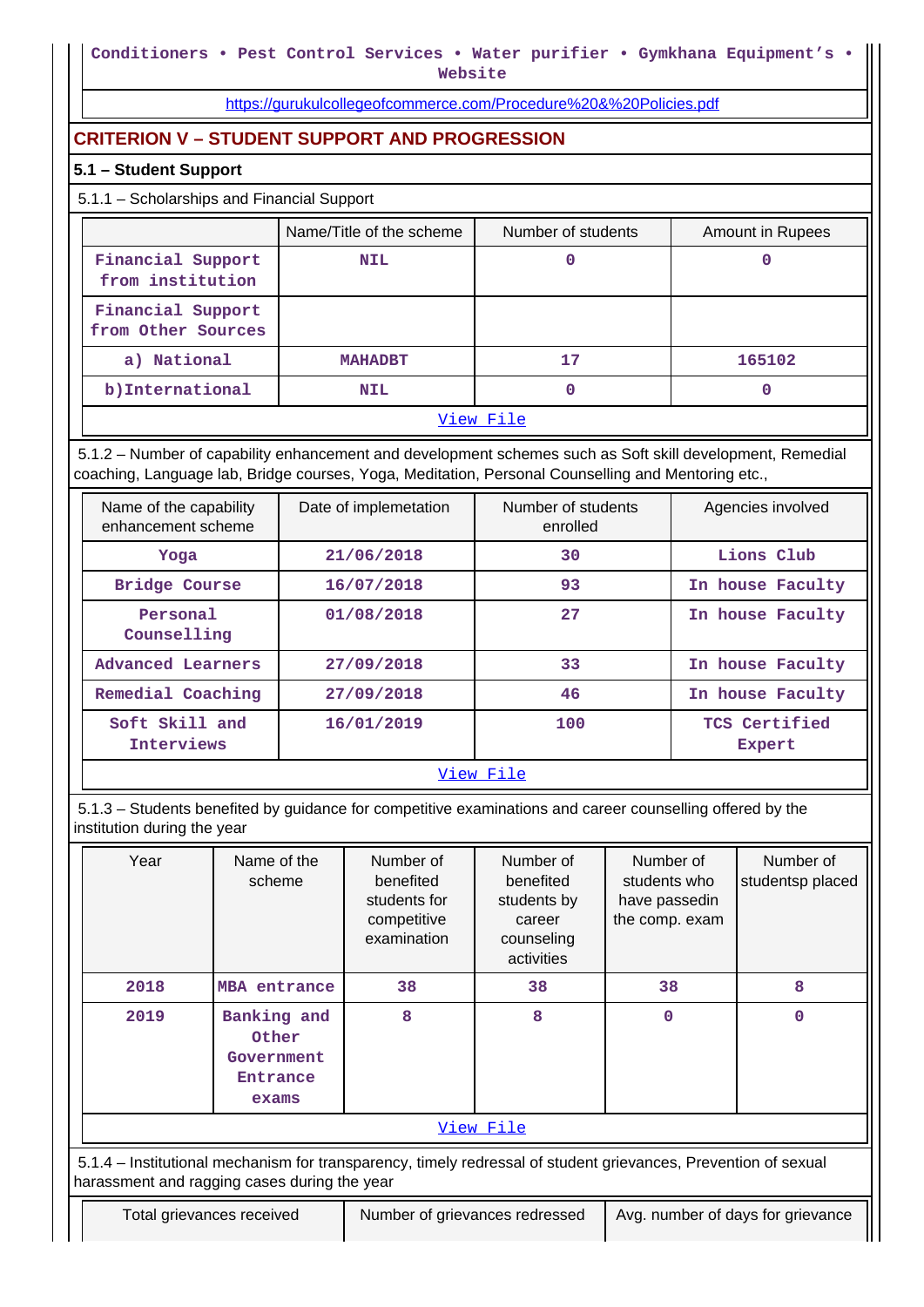Conditioners • Pest Control Services • Water purifier • Gymkhana Equipment's • Website

https://gurukulcollegeofcommerce.com/Procedure%20&%20Policies.pdf

## CRITERION V – STUDENT SUPPORT AND PROGRESSION

### 5.1 – Student Support

5.1.1 – Scholarships and Financial Support

| | Name/Title of the scheme | Number of students | Amount in Rupees |
|---|---|---|---|
| Financial Support from institution | NIL | 0 | 0 |
| Financial Support from Other Sources | | | |
| a) National | MAHADBT | 17 | 165102 |
| b)International | NIL | 0 | 0 |

View File

5.1.2 – Number of capability enhancement and development schemes such as Soft skill development, Remedial coaching, Language lab, Bridge courses, Yoga, Meditation, Personal Counselling and Mentoring etc.,

| Name of the capability enhancement scheme | Date of implemetation | Number of students enrolled | Agencies involved |
|---|---|---|---|
| Yoga | 21/06/2018 | 30 | Lions Club |
| Bridge Course | 16/07/2018 | 93 | In house Faculty |
| Personal Counselling | 01/08/2018 | 27 | In house Faculty |
| Advanced Learners | 27/09/2018 | 33 | In house Faculty |
| Remedial Coaching | 27/09/2018 | 46 | In house Faculty |
| Soft Skill and Interviews | 16/01/2019 | 100 | TCS Certified Expert |

View File

5.1.3 – Students benefited by guidance for competitive examinations and career counselling offered by the institution during the year

| Year | Name of the scheme | Number of benefited students for competitive examination | Number of benefited students by career counseling activities | Number of students who have passedin the comp. exam | Number of studentsp placed |
|---|---|---|---|---|---|
| 2018 | MBA entrance | 38 | 38 | 38 | 8 |
| 2019 | Banking and Other Government Entrance exams | 8 | 8 | 0 | 0 |

View File

5.1.4 – Institutional mechanism for transparency, timely redressal of student grievances, Prevention of sexual harassment and ragging cases during the year

| Total grievances received | Number of grievances redressed | Avg. number of days for grievance |
|---|---|---|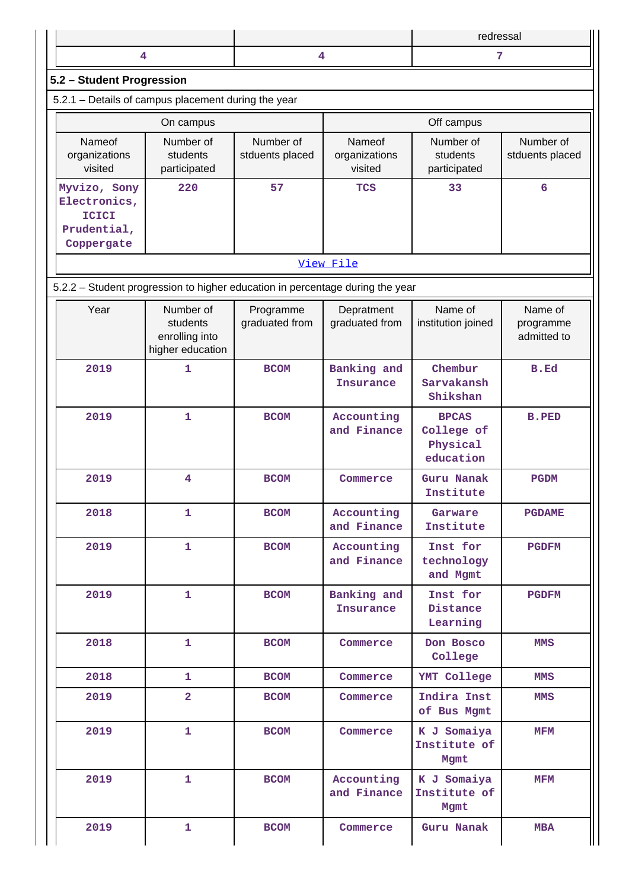| | | redressal |
|---|---|---|
| 4 | 4 | 7 |

## 5.2 – Student Progression

5.2.1 – Details of campus placement during the year

| On campus | | | Off campus | | |
|---|---|---|---|---|---|
| Nameof organizations visited | Number of students participated | Number of stduents placed | Nameof organizations visited | Number of students participated | Number of stduents placed |
| Myvizo, Sony Electronics, ICICI Prudential, Coppergate | 220 | 57 | TCS | 33 | 6 |

[View File](#)

5.2.2 – Student progression to higher education in percentage during the year

| Year | Number of students enrolling into higher education | Programme graduated from | Depratment graduated from | Name of institution joined | Name of programme admitted to |
|---|---|---|---|---|---|
| 2019 | 1 | BCOM | Banking and Insurance | Chembur Sarvakansh Shikshan | B.Ed |
| 2019 | 1 | BCOM | Accounting and Finance | BPCAS College of Physical education | B.PED |
| 2019 | 4 | BCOM | Commerce | Guru Nanak Institute | PGDM |
| 2018 | 1 | BCOM | Accounting and Finance | Garware Institute | PGDAME |
| 2019 | 1 | BCOM | Accounting and Finance | Inst for technology and Mgmt | PGDFM |
| 2019 | 1 | BCOM | Banking and Insurance | Inst for Distance Learning | PGDFM |
| 2018 | 1 | BCOM | Commerce | Don Bosco College | MMS |
| 2018 | 1 | BCOM | Commerce | YMT College | MMS |
| 2019 | 2 | BCOM | Commerce | Indira Inst of Bus Mgmt | MMS |
| 2019 | 1 | BCOM | Commerce | K J Somaiya Institute of Mgmt | MFM |
| 2019 | 1 | BCOM | Accounting and Finance | K J Somaiya Institute of Mgmt | MFM |
| 2019 | 1 | BCOM | Commerce | Guru Nanak | MBA |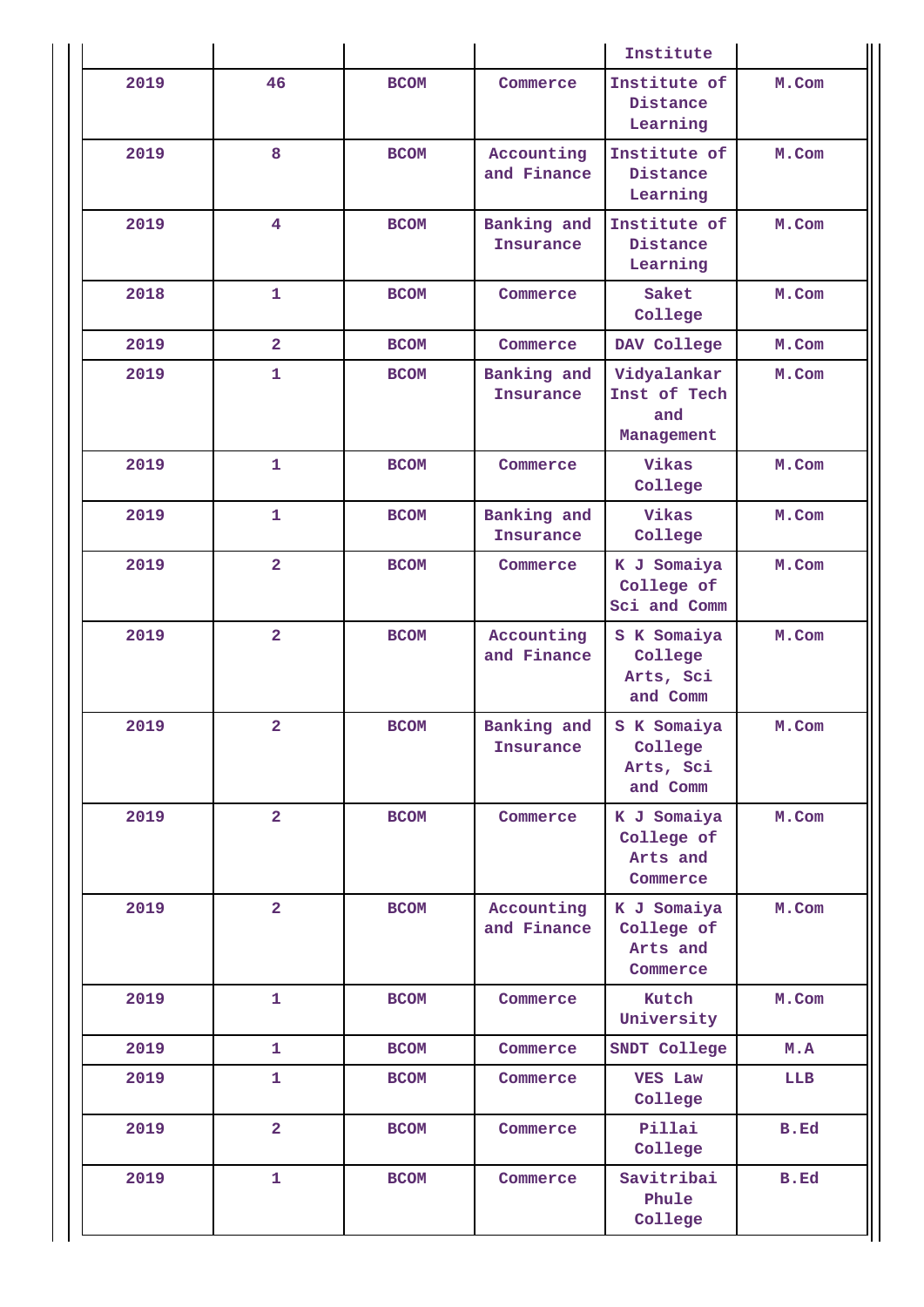| | | | | Institute | |
|---|---|---|---|---|---|
| 2019 | 46 | BCOM | Commerce | Institute of Distance Learning | M.Com |
| 2019 | 8 | BCOM | Accounting and Finance | Institute of Distance Learning | M.Com |
| 2019 | 4 | BCOM | Banking and Insurance | Institute of Distance Learning | M.Com |
| 2018 | 1 | BCOM | Commerce | Saket College | M.Com |
| 2019 | 2 | BCOM | Commerce | DAV College | M.Com |
| 2019 | 1 | BCOM | Banking and Insurance | Vidyalankar Inst of Tech and Management | M.Com |
| 2019 | 1 | BCOM | Commerce | Vikas College | M.Com |
| 2019 | 1 | BCOM | Banking and Insurance | Vikas College | M.Com |
| 2019 | 2 | BCOM | Commerce | K J Somaiya College of Sci and Comm | M.Com |
| 2019 | 2 | BCOM | Accounting and Finance | S K Somaiya College Arts, Sci and Comm | M.Com |
| 2019 | 2 | BCOM | Banking and Insurance | S K Somaiya College Arts, Sci and Comm | M.Com |
| 2019 | 2 | BCOM | Commerce | K J Somaiya College of Arts and Commerce | M.Com |
| 2019 | 2 | BCOM | Accounting and Finance | K J Somaiya College of Arts and Commerce | M.Com |
| 2019 | 1 | BCOM | Commerce | Kutch University | M.Com |
| 2019 | 1 | BCOM | Commerce | SNDT College | M.A |
| 2019 | 1 | BCOM | Commerce | VES Law College | LLB |
| 2019 | 2 | BCOM | Commerce | Pillai College | B.Ed |
| 2019 | 1 | BCOM | Commerce | Savitribai Phule College | B.Ed |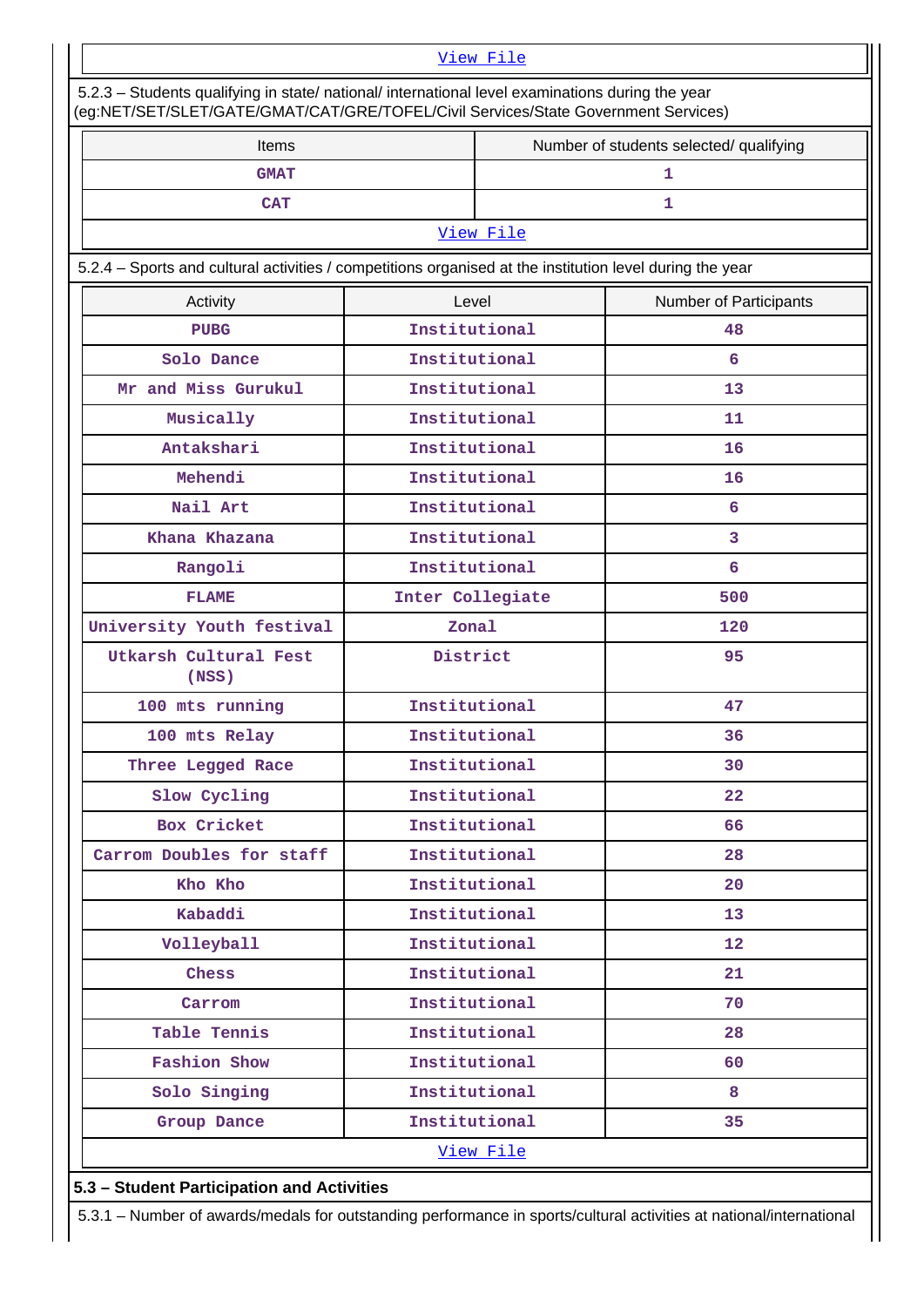[View File]

5.2.3 – Students qualifying in state/ national/ international level examinations during the year (eg:NET/SET/SLET/GATE/GMAT/CAT/GRE/TOFEL/Civil Services/State Government Services)

| Items | Number of students selected/ qualifying |
|---|---|
| GMAT | 1 |
| CAT | 1 |

[View File]

5.2.4 – Sports and cultural activities / competitions organised at the institution level during the year

| Activity | Level | Number of Participants |
|---|---|---|
| PUBG | Institutional | 48 |
| Solo Dance | Institutional | 6 |
| Mr and Miss Gurukul | Institutional | 13 |
| Musically | Institutional | 11 |
| Antakshari | Institutional | 16 |
| Mehendi | Institutional | 16 |
| Nail Art | Institutional | 6 |
| Khana Khazana | Institutional | 3 |
| Rangoli | Institutional | 6 |
| FLAME | Inter Collegiate | 500 |
| University Youth festival | Zonal | 120 |
| Utkarsh Cultural Fest (NSS) | District | 95 |
| 100 mts running | Institutional | 47 |
| 100 mts Relay | Institutional | 36 |
| Three Legged Race | Institutional | 30 |
| Slow Cycling | Institutional | 22 |
| Box Cricket | Institutional | 66 |
| Carrom Doubles for staff | Institutional | 28 |
| Kho Kho | Institutional | 20 |
| Kabaddi | Institutional | 13 |
| Volleyball | Institutional | 12 |
| Chess | Institutional | 21 |
| Carrom | Institutional | 70 |
| Table Tennis | Institutional | 28 |
| Fashion Show | Institutional | 60 |
| Solo Singing | Institutional | 8 |
| Group Dance | Institutional | 35 |

[View File]

**5.3 – Student Participation and Activities**

5.3.1 – Number of awards/medals for outstanding performance in sports/cultural activities at national/international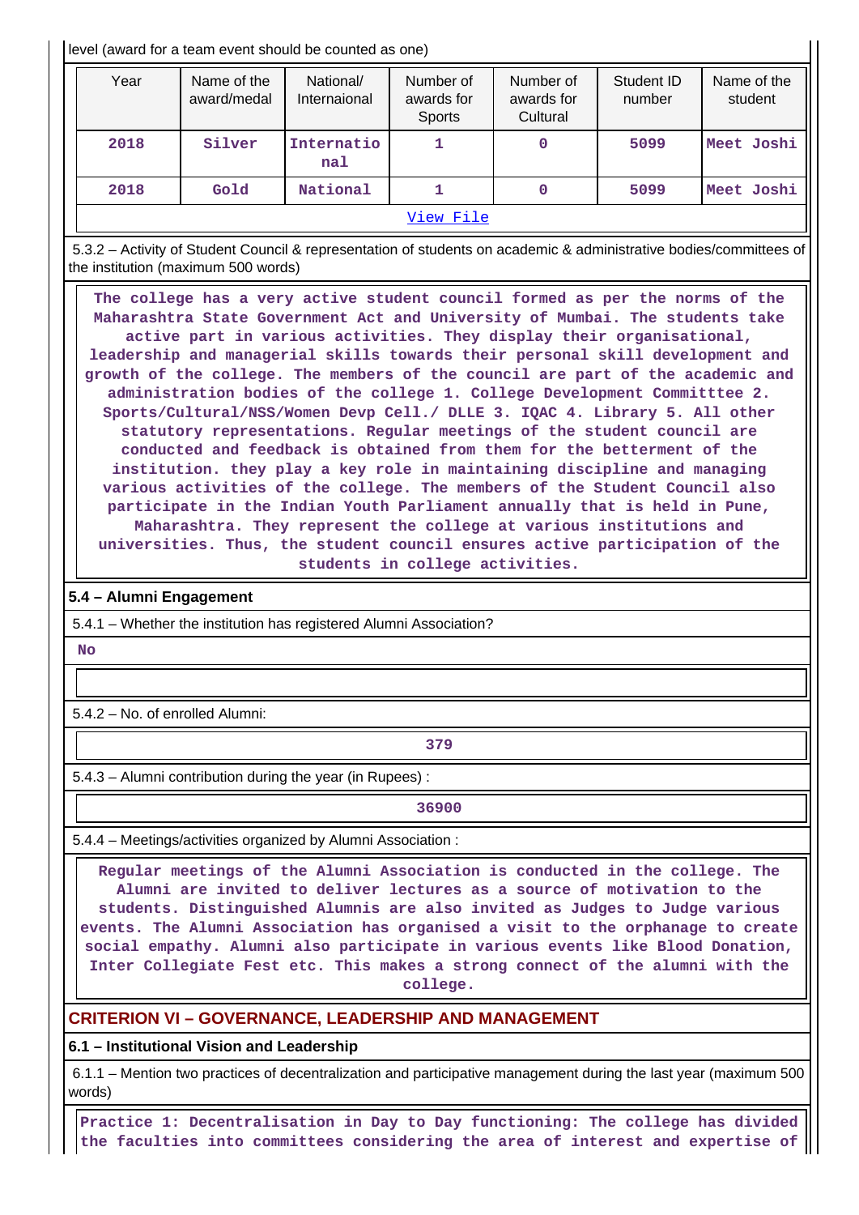level (award for a team event should be counted as one)

| Year | Name of the award/medal | National/ Internaional | Number of awards for Sports | Number of awards for Cultural | Student ID number | Name of the student |
|---|---|---|---|---|---|---|
| 2018 | Silver | International | 1 | 0 | 5099 | Meet Joshi |
| 2018 | Gold | National | 1 | 0 | 5099 | Meet Joshi |
| View File | | | | | | |

5.3.2 – Activity of Student Council & representation of students on academic & administrative bodies/committees of the institution (maximum 500 words)

The college has a very active student council formed as per the norms of the Maharashtra State Government Act and University of Mumbai. The students take active part in various activities. They display their organisational, leadership and managerial skills towards their personal skill development and growth of the college. The members of the council are part of the academic and administration bodies of the college 1. College Development Committtee 2. Sports/Cultural/NSS/Women Devp Cell./ DLLE 3. IQAC 4. Library 5. All other statutory representations. Regular meetings of the student council are conducted and feedback is obtained from them for the betterment of the institution. they play a key role in maintaining discipline and managing various activities of the college. The members of the Student Council also participate in the Indian Youth Parliament annually that is held in Pune, Maharashtra. They represent the college at various institutions and universities. Thus, the student council ensures active participation of the students in college activities.

## 5.4 – Alumni Engagement

5.4.1 – Whether the institution has registered Alumni Association?

No

5.4.2 – No. of enrolled Alumni:

379

5.4.3 – Alumni contribution during the year (in Rupees) :

36900

5.4.4 – Meetings/activities organized by Alumni Association :

Regular meetings of the Alumni Association is conducted in the college. The Alumni are invited to deliver lectures as a source of motivation to the students. Distinguished Alumnis are also invited as Judges to Judge various events. The Alumni Association has organised a visit to the orphanage to create social empathy. Alumni also participate in various events like Blood Donation, Inter Collegiate Fest etc. This makes a strong connect of the alumni with the college.

# CRITERION VI – GOVERNANCE, LEADERSHIP AND MANAGEMENT

## 6.1 – Institutional Vision and Leadership

6.1.1 – Mention two practices of decentralization and participative management during the last year (maximum 500 words)

Practice 1: Decentralisation in Day to Day functioning: The college has divided the faculties into committees considering the area of interest and expertise of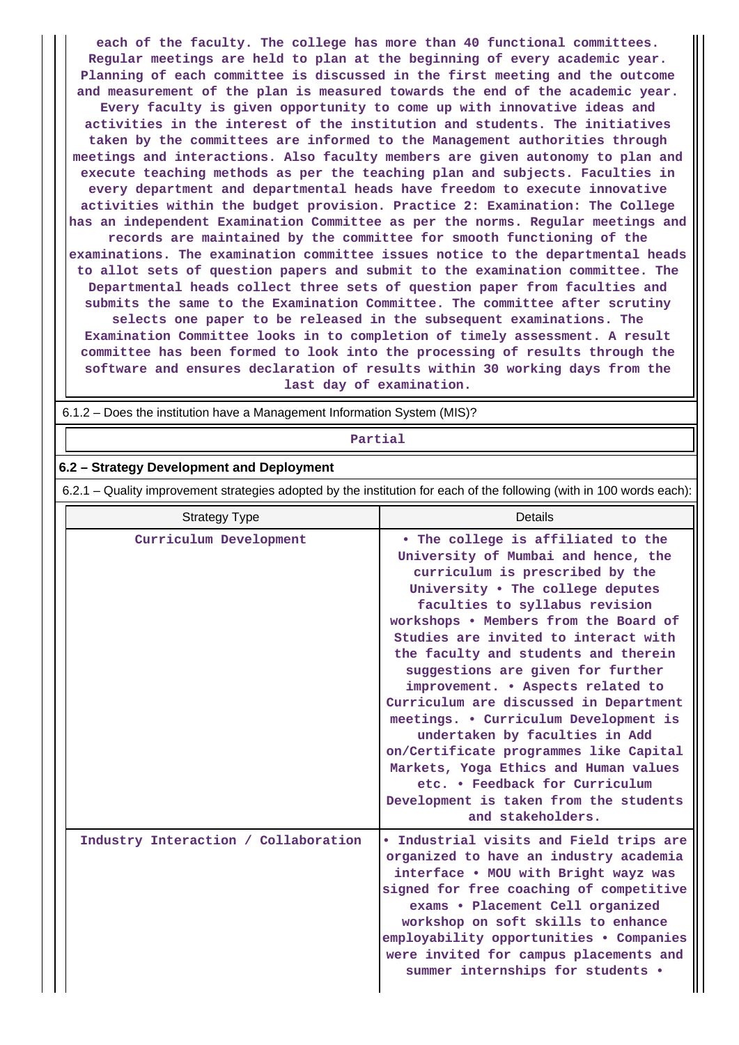each of the faculty. The college has more than 40 functional committees. Regular meetings are held to plan at the beginning of every academic year. Planning of each committee is discussed in the first meeting and the outcome and measurement of the plan is measured towards the end of the academic year. Every faculty is given opportunity to come up with innovative ideas and activities in the interest of the institution and students. The initiatives taken by the committees are informed to the Management authorities through meetings and interactions. Also faculty members are given autonomy to plan and execute teaching methods as per the teaching plan and subjects. Faculties in every department and departmental heads have freedom to execute innovative activities within the budget provision. Practice 2: Examination: The College has an independent Examination Committee as per the norms. Regular meetings and records are maintained by the committee for smooth functioning of the examinations. The examination committee issues notice to the departmental heads to allot sets of question papers and submit to the examination committee. The Departmental heads collect three sets of question paper from faculties and submits the same to the Examination Committee. The committee after scrutiny selects one paper to be released in the subsequent examinations. The Examination Committee looks in to completion of timely assessment. A result committee has been formed to look into the processing of results through the software and ensures declaration of results within 30 working days from the last day of examination.

6.1.2 – Does the institution have a Management Information System (MIS)?

Partial

**6.2 – Strategy Development and Deployment**

6.2.1 – Quality improvement strategies adopted by the institution for each of the following (with in 100 words each):

| Strategy Type | Details |
|---|---|
| Curriculum Development | • The college is affiliated to the University of Mumbai and hence, the curriculum is prescribed by the University • The college deputes faculties to syllabus revision workshops • Members from the Board of Studies are invited to interact with the faculty and students and therein suggestions are given for further improvement. • Aspects related to Curriculum are discussed in Department meetings. • Curriculum Development is undertaken by faculties in Add on/Certificate programmes like Capital Markets, Yoga Ethics and Human values etc. • Feedback for Curriculum Development is taken from the students and stakeholders. |
| Industry Interaction / Collaboration | • Industrial visits and Field trips are organized to have an industry academia interface • MOU with Bright wayz was signed for free coaching of competitive exams • Placement Cell organized workshop on soft skills to enhance employability opportunities • Companies were invited for campus placements and summer internships for students • |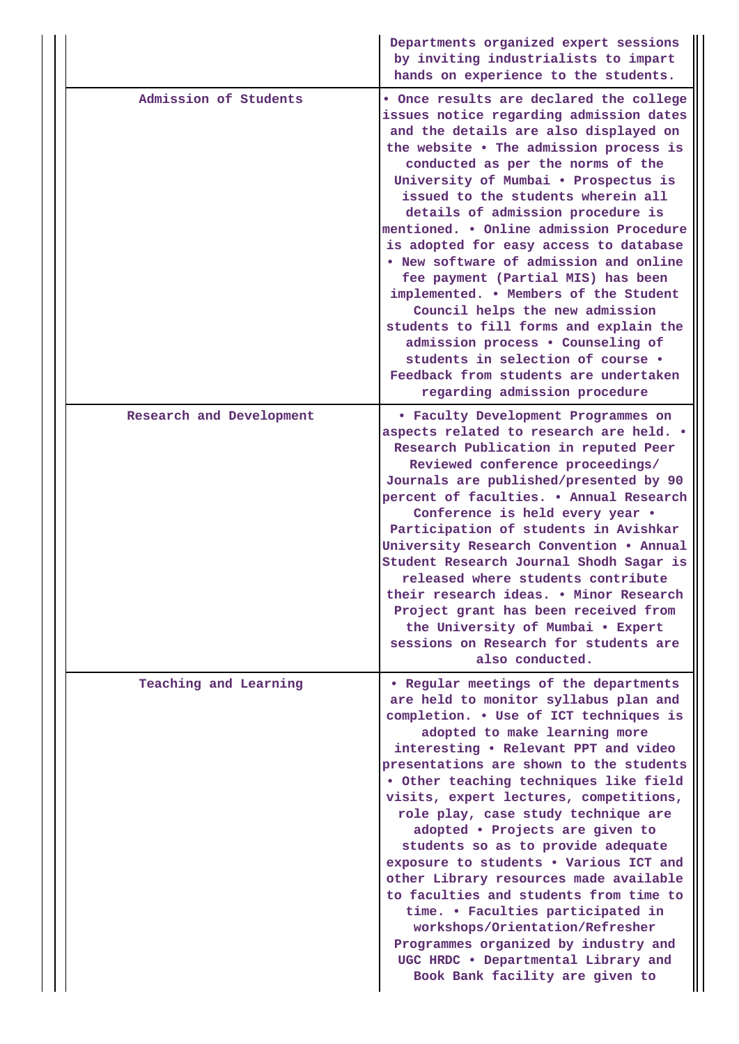| | |
|---|---|
| | Departments organized expert sessions by inviting industrialists to impart hands on experience to the students. |
| Admission of Students | • Once results are declared the college issues notice regarding admission dates and the details are also displayed on the website • The admission process is conducted as per the norms of the University of Mumbai • Prospectus is issued to the students wherein all details of admission procedure is mentioned. • Online admission Procedure is adopted for easy access to database • New software of admission and online fee payment (Partial MIS) has been implemented. • Members of the Student Council helps the new admission students to fill forms and explain the admission process • Counseling of students in selection of course • Feedback from students are undertaken regarding admission procedure |
| Research and Development | • Faculty Development Programmes on aspects related to research are held. • Research Publication in reputed Peer Reviewed conference proceedings/ Journals are published/presented by 90 percent of faculties. • Annual Research Conference is held every year • Participation of students in Avishkar University Research Convention • Annual Student Research Journal Shodh Sagar is released where students contribute their research ideas. • Minor Research Project grant has been received from the University of Mumbai • Expert sessions on Research for students are also conducted. |
| Teaching and Learning | • Regular meetings of the departments are held to monitor syllabus plan and completion. • Use of ICT techniques is adopted to make learning more interesting • Relevant PPT and video presentations are shown to the students • Other teaching techniques like field visits, expert lectures, competitions, role play, case study technique are adopted • Projects are given to students so as to provide adequate exposure to students • Various ICT and other Library resources made available to faculties and students from time to time. • Faculties participated in workshops/Orientation/Refresher Programmes organized by industry and UGC HRDC • Departmental Library and Book Bank facility are given to |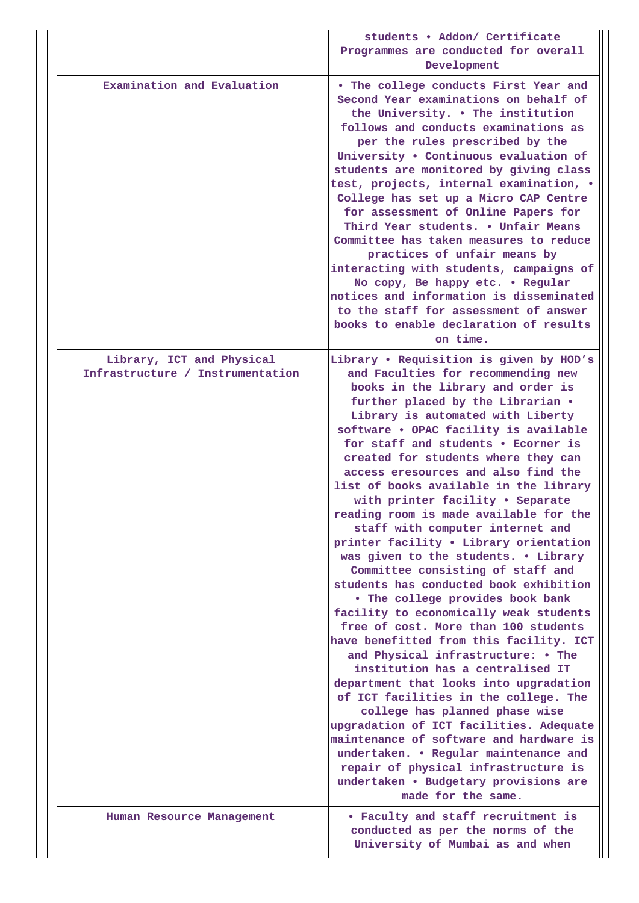| | |
|---|---|
| | students • Addon/ Certificate Programmes are conducted for overall Development |
| Examination and Evaluation | • The college conducts First Year and Second Year examinations on behalf of the University. • The institution follows and conducts examinations as per the rules prescribed by the University • Continuous evaluation of students are monitored by giving class test, projects, internal examination, • College has set up a Micro CAP Centre for assessment of Online Papers for Third Year students. • Unfair Means Committee has taken measures to reduce practices of unfair means by interacting with students, campaigns of No copy, Be happy etc. • Regular notices and information is disseminated to the staff for assessment of answer books to enable declaration of results on time. |
| Library, ICT and Physical Infrastructure / Instrumentation | Library • Requisition is given by HOD's and Faculties for recommending new books in the library and order is further placed by the Librarian • Library is automated with Liberty software • OPAC facility is available for staff and students • Ecorner is created for students where they can access eresources and also find the list of books available in the library with printer facility • Separate reading room is made available for the staff with computer internet and printer facility • Library orientation was given to the students. • Library Committee consisting of staff and students has conducted book exhibition • The college provides book bank facility to economically weak students free of cost. More than 100 students have benefitted from this facility. ICT and Physical infrastructure: • The institution has a centralised IT department that looks into upgradation of ICT facilities in the college. The college has planned phase wise upgradation of ICT facilities. Adequate maintenance of software and hardware is undertaken. • Regular maintenance and repair of physical infrastructure is undertaken • Budgetary provisions are made for the same. |
| Human Resource Management | • Faculty and staff recruitment is conducted as per the norms of the University of Mumbai as and when |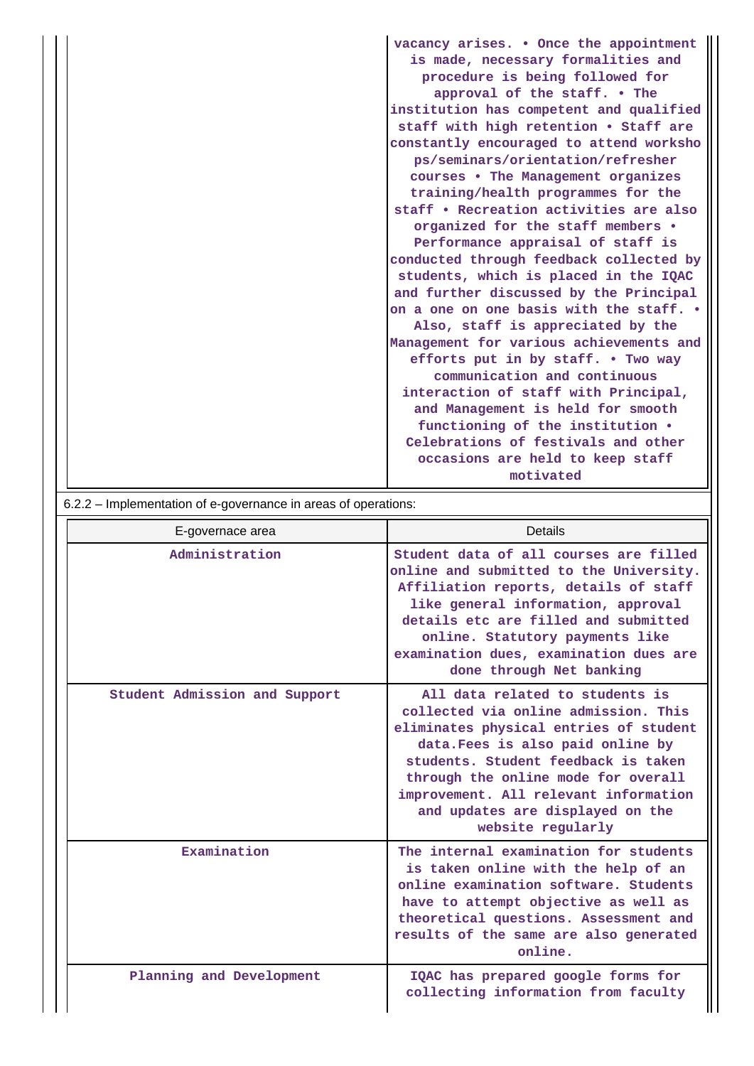| | |
|---|---|
| | vacancy arises. • Once the appointment is made, necessary formalities and procedure is being followed for approval of the staff. • The institution has competent and qualified staff with high retention • Staff are constantly encouraged to attend worksho ps/seminars/orientation/refresher courses • The Management organizes training/health programmes for the staff • Recreation activities are also organized for the staff members • Performance appraisal of staff is conducted through feedback collected by students, which is placed in the IQAC and further discussed by the Principal on a one on one basis with the staff. • Also, staff is appreciated by the Management for various achievements and efforts put in by staff. • Two way communication and continuous interaction of staff with Principal, and Management is held for smooth functioning of the institution • Celebrations of festivals and other occasions are held to keep staff motivated |

6.2.2 – Implementation of e-governance in areas of operations:

| E-governace area | Details |
|---|---|
| Administration | Student data of all courses are filled online and submitted to the University. Affiliation reports, details of staff like general information, approval details etc are filled and submitted online. Statutory payments like examination dues, examination dues are done through Net banking |
| Student Admission and Support | All data related to students is collected via online admission. This eliminates physical entries of student data.Fees is also paid online by students. Student feedback is taken through the online mode for overall improvement. All relevant information and updates are displayed on the website regularly |
| Examination | The internal examination for students is taken online with the help of an online examination software. Students have to attempt objective as well as theoretical questions. Assessment and results of the same are also generated online. |
| Planning and Development | IQAC has prepared google forms for collecting information from faculty |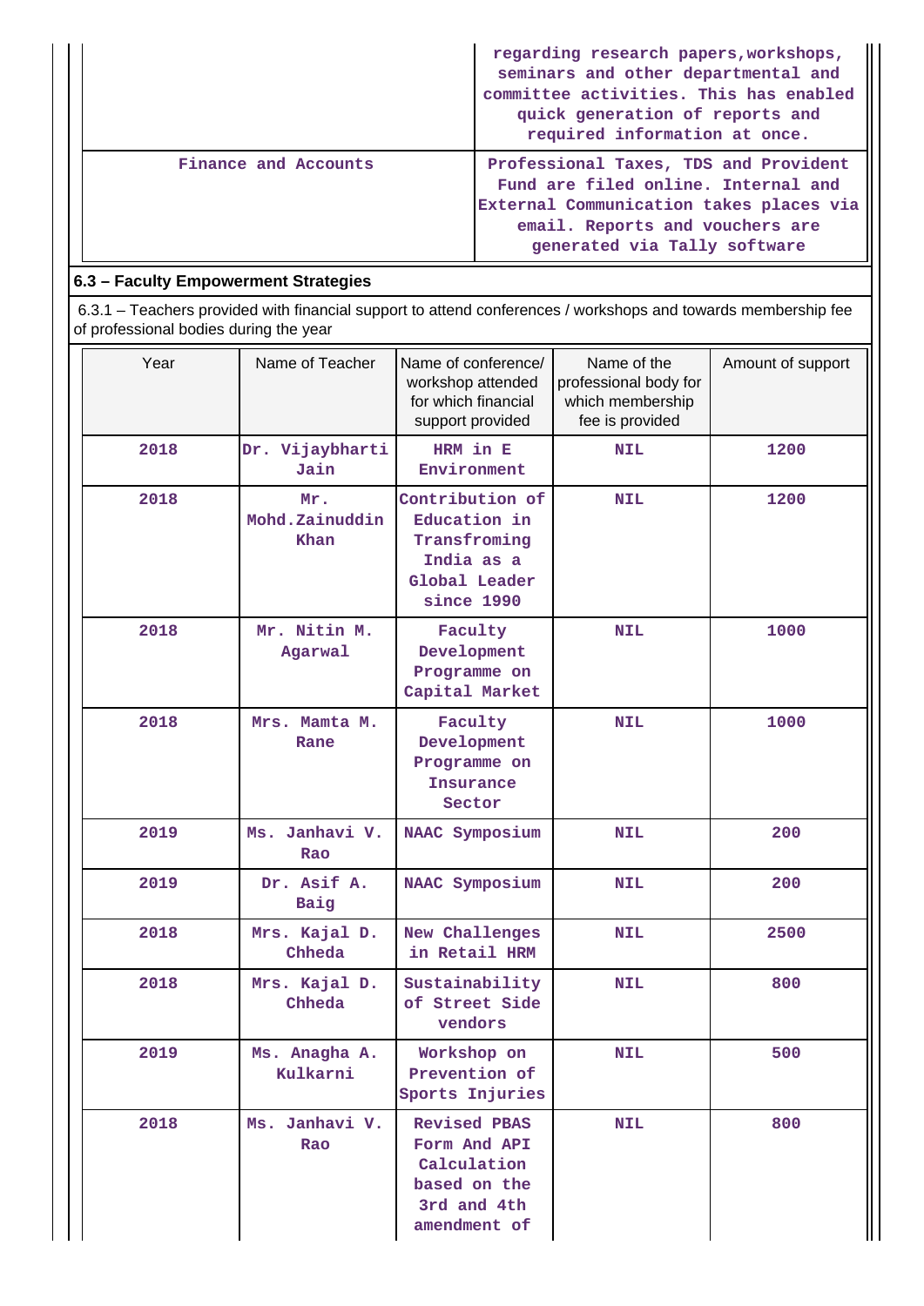| | |
|---|---|
| | regarding research papers,workshops, seminars and other departmental and committee activities. This has enabled quick generation of reports and required information at once. |
| Finance and Accounts | Professional Taxes, TDS and Provident Fund are filed online. Internal and External Communication takes places via email. Reports and vouchers are generated via Tally software |

## 6.3 – Faculty Empowerment Strategies

6.3.1 – Teachers provided with financial support to attend conferences / workshops and towards membership fee of professional bodies during the year

| Year | Name of Teacher | Name of conference/ workshop attended for which financial support provided | Name of the professional body for which membership fee is provided | Amount of support |
|---|---|---|---|---|
| 2018 | Dr. Vijaybharti Jain | HRM in E Environment | NIL | 1200 |
| 2018 | Mr. Mohd.Zainuddin Khan | Contribution of Education in Transfroming India as a Global Leader since 1990 | NIL | 1200 |
| 2018 | Mr. Nitin M. Agarwal | Faculty Development Programme on Capital Market | NIL | 1000 |
| 2018 | Mrs. Mamta M. Rane | Faculty Development Programme on Insurance Sector | NIL | 1000 |
| 2019 | Ms. Janhavi V. Rao | NAAC Symposium | NIL | 200 |
| 2019 | Dr. Asif A. Baig | NAAC Symposium | NIL | 200 |
| 2018 | Mrs. Kajal D. Chheda | New Challenges in Retail HRM | NIL | 2500 |
| 2018 | Mrs. Kajal D. Chheda | Sustainability of Street Side vendors | NIL | 800 |
| 2019 | Ms. Anagha A. Kulkarni | Workshop on Prevention of Sports Injuries | NIL | 500 |
| 2018 | Ms. Janhavi V. Rao | Revised PBAS Form And API Calculation based on the 3rd and 4th amendment of | NIL | 800 |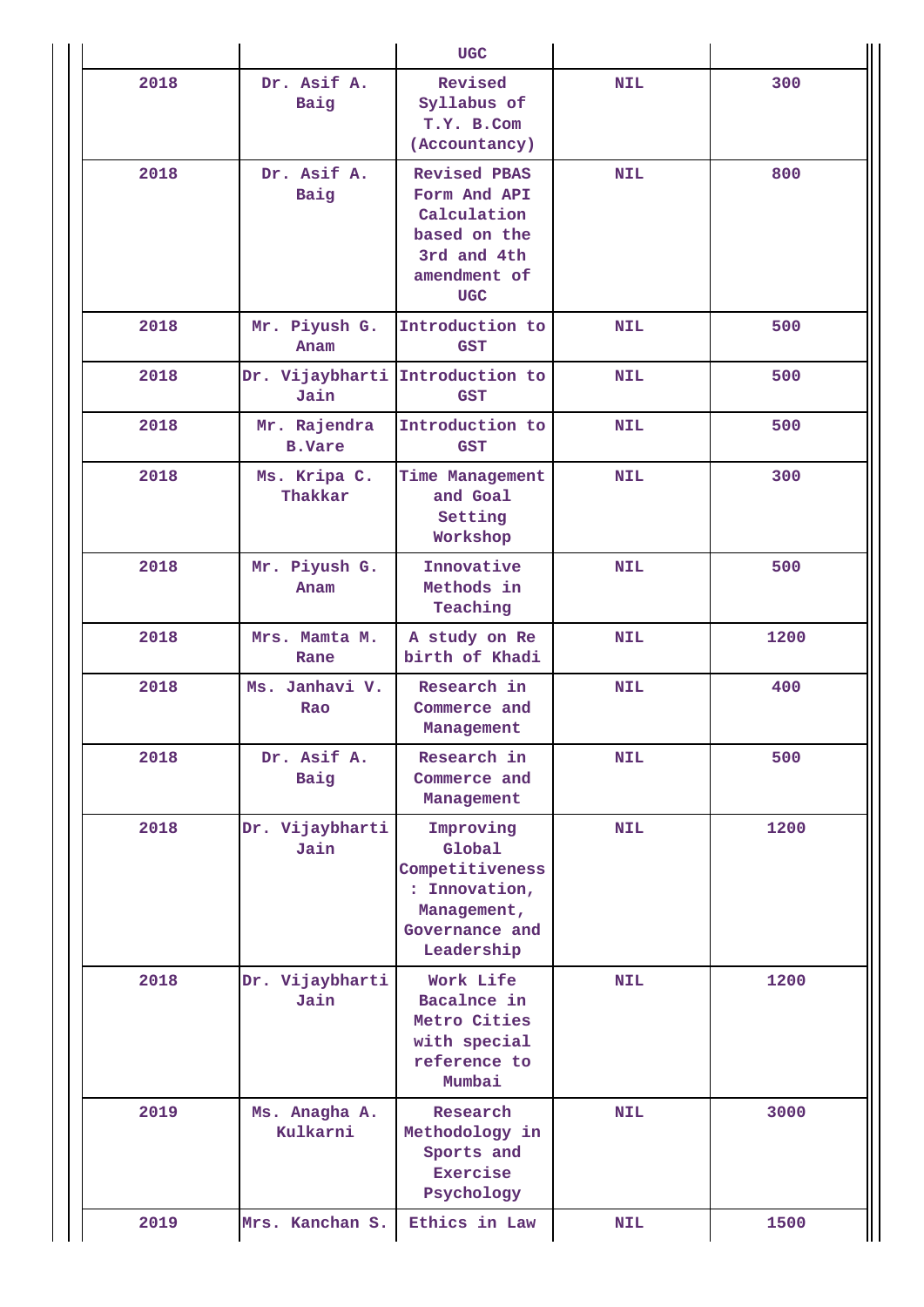| | | UGC | | |
|---|---|---|---|---|
| 2018 | Dr. Asif A. Baig | Revised Syllabus of T.Y. B.Com (Accountancy) | NIL | 300 |
| 2018 | Dr. Asif A. Baig | Revised PBAS Form And API Calculation based on the 3rd and 4th amendment of UGC | NIL | 800 |
| 2018 | Mr. Piyush G. Anam | Introduction to GST | NIL | 500 |
| 2018 | Dr. Vijaybharti Jain | Introduction to GST | NIL | 500 |
| 2018 | Mr. Rajendra B.Vare | Introduction to GST | NIL | 500 |
| 2018 | Ms. Kripa C. Thakkar | Time Management and Goal Setting Workshop | NIL | 300 |
| 2018 | Mr. Piyush G. Anam | Innovative Methods in Teaching | NIL | 500 |
| 2018 | Mrs. Mamta M. Rane | A study on Re birth of Khadi | NIL | 1200 |
| 2018 | Ms. Janhavi V. Rao | Research in Commerce and Management | NIL | 400 |
| 2018 | Dr. Asif A. Baig | Research in Commerce and Management | NIL | 500 |
| 2018 | Dr. Vijaybharti Jain | Improving Global Competitiveness : Innovation, Management, Governance and Leadership | NIL | 1200 |
| 2018 | Dr. Vijaybharti Jain | Work Life Bacalnce in Metro Cities with special reference to Mumbai | NIL | 1200 |
| 2019 | Ms. Anagha A. Kulkarni | Research Methodology in Sports and Exercise Psychology | NIL | 3000 |
| 2019 | Mrs. Kanchan S. | Ethics in Law | NIL | 1500 |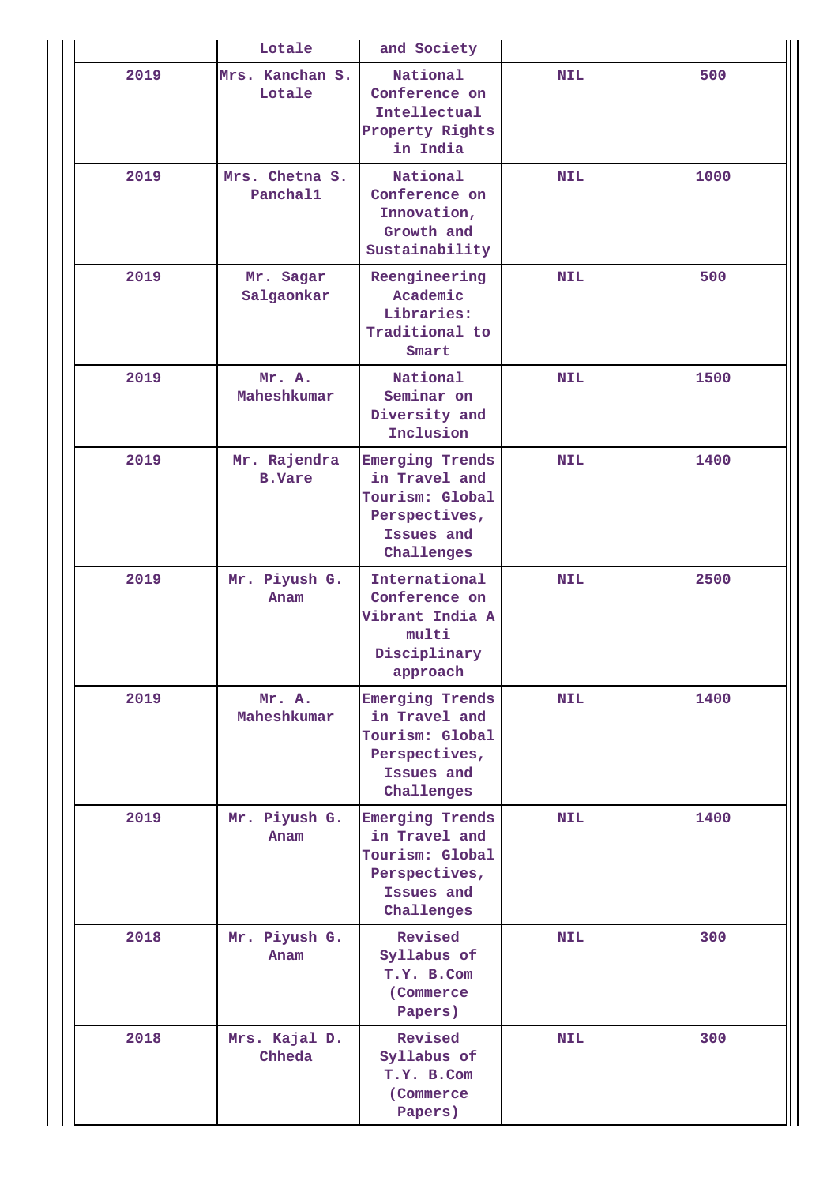|  | Lotale | and Society |  |  |
|---|---|---|---|---|
| 2019 | Mrs. Kanchan S. Lotale | National Conference on Intellectual Property Rights in India | NIL | 500 |
| 2019 | Mrs. Chetna S. Panchal1 | National Conference on Innovation, Growth and Sustainability | NIL | 1000 |
| 2019 | Mr. Sagar Salgaonkar | Reengineering Academic Libraries: Traditional to Smart | NIL | 500 |
| 2019 | Mr. A. Maheshkumar | National Seminar on Diversity and Inclusion | NIL | 1500 |
| 2019 | Mr. Rajendra B.Vare | Emerging Trends in Travel and Tourism: Global Perspectives, Issues and Challenges | NIL | 1400 |
| 2019 | Mr. Piyush G. Anam | International Conference on Vibrant India A multi Disciplinary approach | NIL | 2500 |
| 2019 | Mr. A. Maheshkumar | Emerging Trends in Travel and Tourism: Global Perspectives, Issues and Challenges | NIL | 1400 |
| 2019 | Mr. Piyush G. Anam | Emerging Trends in Travel and Tourism: Global Perspectives, Issues and Challenges | NIL | 1400 |
| 2018 | Mr. Piyush G. Anam | Revised Syllabus of T.Y. B.Com (Commerce Papers) | NIL | 300 |
| 2018 | Mrs. Kajal D. Chheda | Revised Syllabus of T.Y. B.Com (Commerce Papers) | NIL | 300 |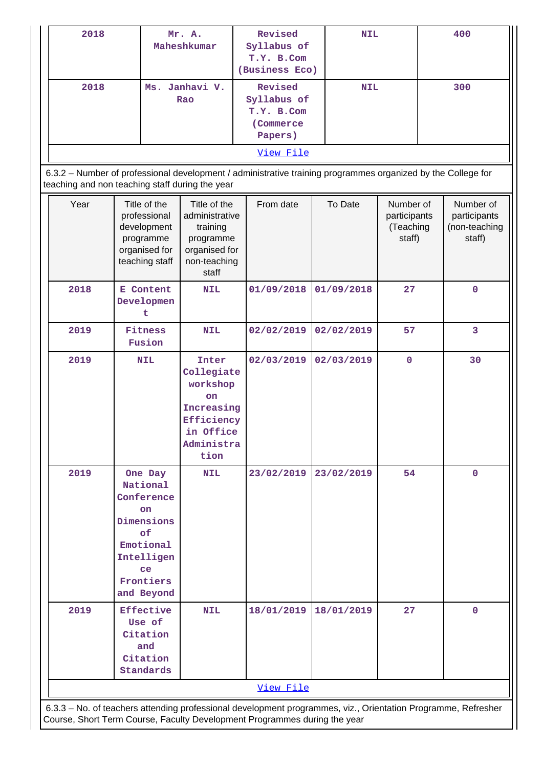| 2018 | Mr. A. Maheshkumar | Revised Syllabus of T.Y. B.Com (Business Eco) | NIL | 400 |
|---|---|---|---|---|
| 2018 | Ms. Janhavi V. Rao | Revised Syllabus of T.Y. B.Com (Commerce Papers) | NIL | 300 |

View File

6.3.2 – Number of professional development / administrative training programmes organized by the College for teaching and non teaching staff during the year

| Year | Title of the professional development programme organised for teaching staff | Title of the administrative training programme organised for non-teaching staff | From date | To Date | Number of participants (Teaching staff) | Number of participants (non-teaching staff) |
|---|---|---|---|---|---|---|
| 2018 | E Content Development | NIL | 01/09/2018 | 01/09/2018 | 27 | 0 |
| 2019 | Fitness Fusion | NIL | 02/02/2019 | 02/02/2019 | 57 | 3 |
| 2019 | NIL | Inter Collegiate workshop on Increasing Efficiency in Office Administration | 02/03/2019 | 02/03/2019 | 0 | 30 |
| 2019 | One Day National Conference on Dimensions of Emotional Intelligence Frontiers and Beyond | NIL | 23/02/2019 | 23/02/2019 | 54 | 0 |
| 2019 | Effective Use of Citation and Citation Standards | NIL | 18/01/2019 | 18/01/2019 | 27 | 0 |

View File

6.3.3 – No. of teachers attending professional development programmes, viz., Orientation Programme, Refresher Course, Short Term Course, Faculty Development Programmes during the year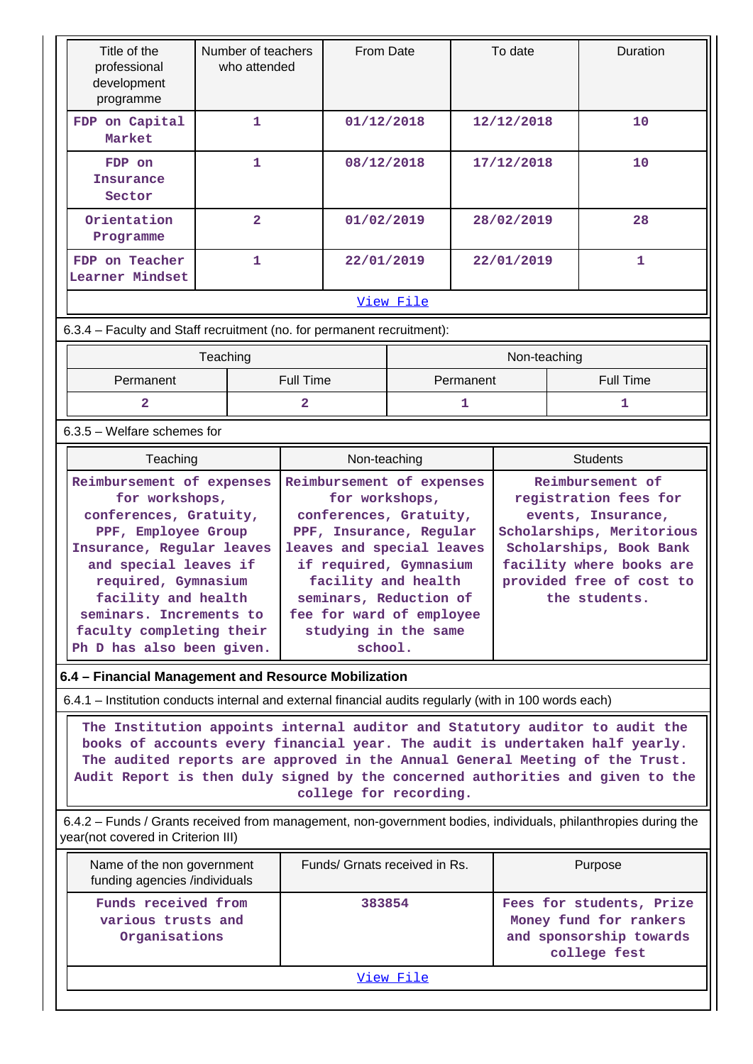| Title of the professional development programme | Number of teachers who attended | From Date | To date | Duration |
|---|---|---|---|---|
| FDP on Capital Market | 1 | 01/12/2018 | 12/12/2018 | 10 |
| FDP on Insurance Sector | 1 | 08/12/2018 | 17/12/2018 | 10 |
| Orientation Programme | 2 | 01/02/2019 | 28/02/2019 | 28 |
| FDP on Teacher Learner Mindset | 1 | 22/01/2019 | 22/01/2019 | 1 |

View File

6.3.4 – Faculty and Staff recruitment (no. for permanent recruitment):

| Teaching | | Non-teaching | |
|---|---|---|---|
| Permanent | Full Time | Permanent | Full Time |
| 2 | 2 | 1 | 1 |

6.3.5 – Welfare schemes for

| Teaching | Non-teaching | Students |
|---|---|---|
| Reimbursement of expenses for workshops, conferences, Gratuity, PPF, Employee Group Insurance, Regular leaves and special leaves if required, Gymnasium facility and health seminars. Increments to faculty completing their Ph D has also been given. | Reimbursement of expenses for workshops, conferences, Gratuity, PPF, Insurance, Regular leaves and special leaves if required, Gymnasium facility and health seminars, Reduction of fee for ward of employee studying in the same school. | Reimbursement of registration fees for events, Insurance, Scholarships, Meritorious Scholarships, Book Bank facility where books are provided free of cost to the students. |

**6.4 – Financial Management and Resource Mobilization**

6.4.1 – Institution conducts internal and external financial audits regularly (with in 100 words each)

The Institution appoints internal auditor and Statutory auditor to audit the books of accounts every financial year. The audit is undertaken half yearly. The audited reports are approved in the Annual General Meeting of the Trust. Audit Report is then duly signed by the concerned authorities and given to the college for recording.

6.4.2 – Funds / Grants received from management, non-government bodies, individuals, philanthropies during the year(not covered in Criterion III)

| Name of the non government funding agencies /individuals | Funds/ Grnats received in Rs. | Purpose |
|---|---|---|
| Funds received from various trusts and Organisations | 383854 | Fees for students, Prize Money fund for rankers and sponsorship towards college fest |

View File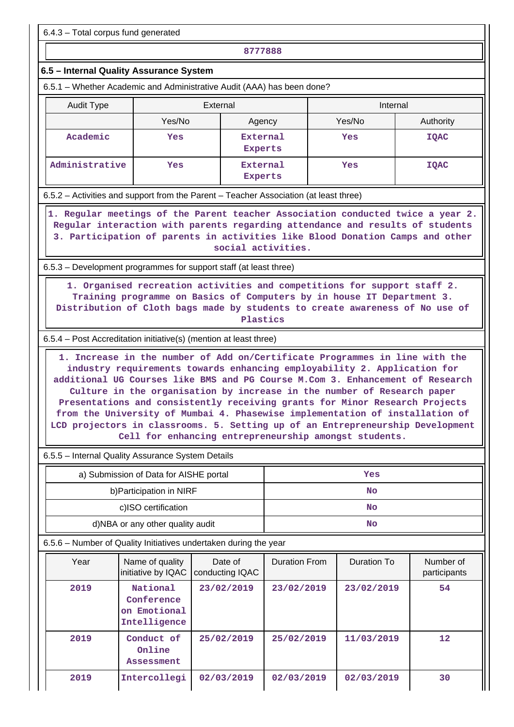6.4.3 – Total corpus fund generated

| 8777888 |
|---|

### 6.5 – Internal Quality Assurance System

6.5.1 – Whether Academic and Administrative Audit (AAA) has been done?

| Audit Type | External | | Internal | |
|---|---|---|---|---|
| | Yes/No | Agency | Yes/No | Authority |
| Academic | Yes | External Experts | Yes | IQAC |
| Administrative | Yes | External Experts | Yes | IQAC |

6.5.2 – Activities and support from the Parent – Teacher Association (at least three)

1. Regular meetings of the Parent teacher Association conducted twice a year 2. Regular interaction with parents regarding attendance and results of students 3. Participation of parents in activities like Blood Donation Camps and other social activities.

6.5.3 – Development programmes for support staff (at least three)

1. Organised recreation activities and competitions for support staff 2. Training programme on Basics of Computers by in house IT Department 3. Distribution of Cloth bags made by students to create awareness of No use of Plastics

6.5.4 – Post Accreditation initiative(s) (mention at least three)

1. Increase in the number of Add on/Certificate Programmes in line with the industry requirements towards enhancing employability 2. Application for additional UG Courses like BMS and PG Course M.Com 3. Enhancement of Research Culture in the organisation by increase in the number of Research paper Presentations and consistently receiving grants for Minor Research Projects from the University of Mumbai 4. Phasewise implementation of installation of LCD projectors in classrooms. 5. Setting up of an Entrepreneurship Development Cell for enhancing entrepreneurship amongst students.

6.5.5 – Internal Quality Assurance System Details

| | |
|---|---|
| a) Submission of Data for AISHE portal | Yes |
| b)Participation in NIRF | No |
| c)ISO certification | No |
| d)NBA or any other quality audit | No |

6.5.6 – Number of Quality Initiatives undertaken during the year

| Year | Name of quality initiative by IQAC | Date of conducting IQAC | Duration From | Duration To | Number of participants |
|---|---|---|---|---|---|
| 2019 | National Conference on Emotional Intelligence | 23/02/2019 | 23/02/2019 | 23/02/2019 | 54 |
| 2019 | Conduct of Online Assessment | 25/02/2019 | 25/02/2019 | 11/03/2019 | 12 |
| 2019 | Intercollegi | 02/03/2019 | 02/03/2019 | 02/03/2019 | 30 |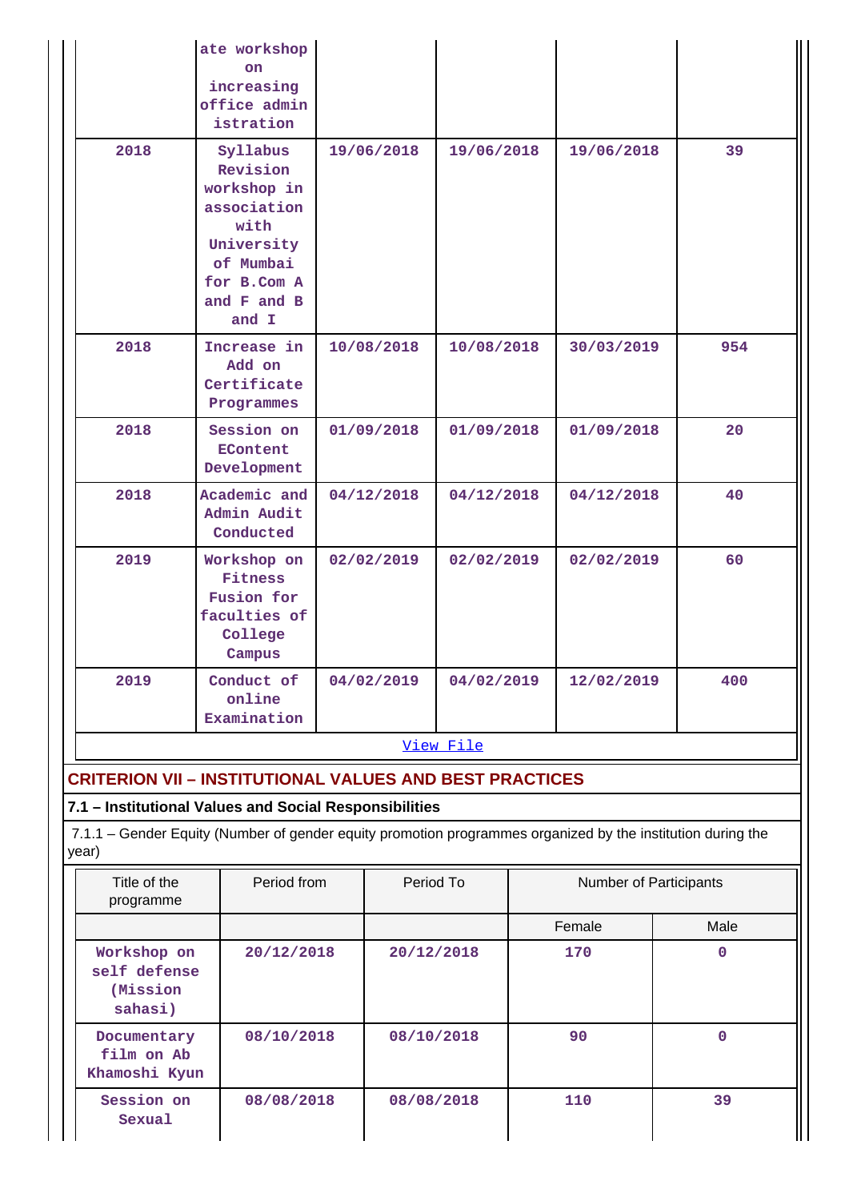| | ate workshop on increasing office admin istration | | | | |
|---|---|---|---|---|---|
| 2018 | Syllabus Revision workshop in association with University of Mumbai for B.Com A and F and B and I | 19/06/2018 | 19/06/2018 | 19/06/2018 | 39 |
| 2018 | Increase in Add on Certificate Programmes | 10/08/2018 | 10/08/2018 | 30/03/2019 | 954 |
| 2018 | Session on EContent Development | 01/09/2018 | 01/09/2018 | 01/09/2018 | 20 |
| 2018 | Academic and Admin Audit Conducted | 04/12/2018 | 04/12/2018 | 04/12/2018 | 40 |
| 2019 | Workshop on Fitness Fusion for faculties of College Campus | 02/02/2019 | 02/02/2019 | 02/02/2019 | 60 |
| 2019 | Conduct of online Examination | 04/02/2019 | 04/02/2019 | 12/02/2019 | 400 |

View File

## CRITERION VII – INSTITUTIONAL VALUES AND BEST PRACTICES

### 7.1 – Institutional Values and Social Responsibilities

7.1.1 – Gender Equity (Number of gender equity promotion programmes organized by the institution during the year)

| Title of the programme | Period from | Period To | Number of Participants | |
|---|---|---|---|---|
| | | | Female | Male |
| Workshop on self defense (Mission sahasi) | 20/12/2018 | 20/12/2018 | 170 | 0 |
| Documentary film on Ab Khamoshi Kyun | 08/10/2018 | 08/10/2018 | 90 | 0 |
| Session on Sexual | 08/08/2018 | 08/08/2018 | 110 | 39 |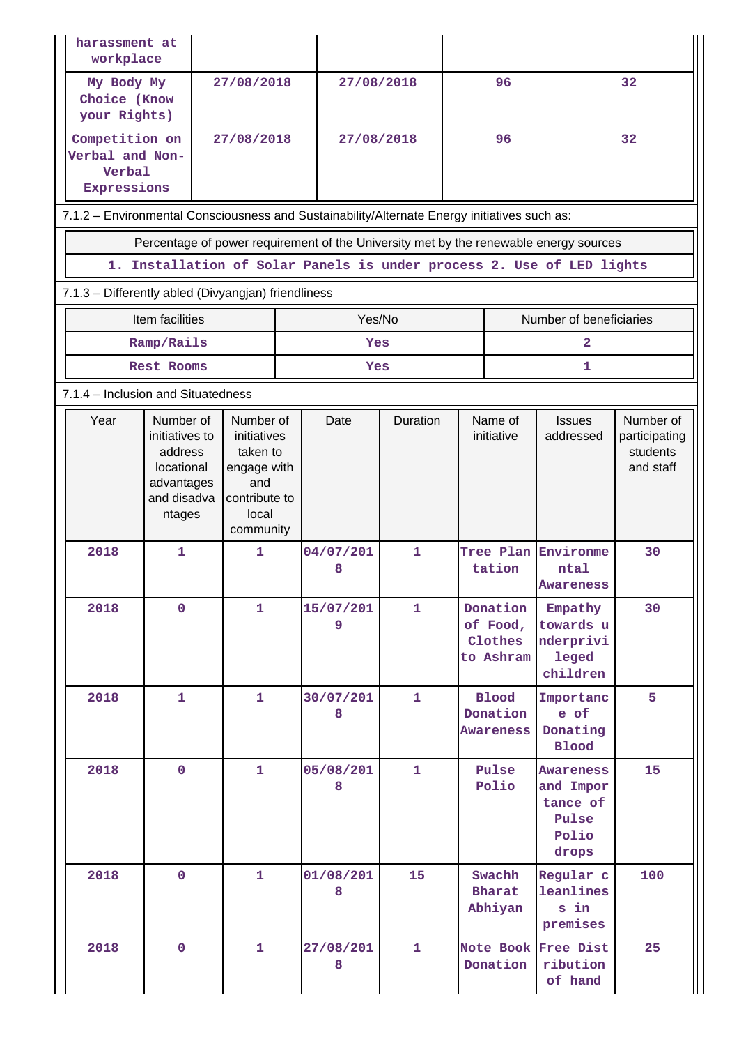| harassment at workplace | | | | |
|---|---|---|---|---|
| My Body My Choice (Know your Rights) | 27/08/2018 | 27/08/2018 | 96 | 32 |
| Competition on Verbal and Non-Verbal Expressions | 27/08/2018 | 27/08/2018 | 96 | 32 |

7.1.2 – Environmental Consciousness and Sustainability/Alternate Energy initiatives such as:

| Percentage of power requirement of the University met by the renewable energy sources |
|---|
| 1. Installation of Solar Panels is under process 2. Use of LED lights |

7.1.3 – Differently abled (Divyangjan) friendliness

| Item facilities | Yes/No | Number of beneficiaries |
|---|---|---|
| Ramp/Rails | Yes | 2 |
| Rest Rooms | Yes | 1 |

7.1.4 – Inclusion and Situatedness

| Year | Number of initiatives to address locational advantages and disadvantages | Number of initiatives taken to engage with and contribute to local community | Date | Duration | Name of initiative | Issues addressed | Number of participating students and staff |
|---|---|---|---|---|---|---|---|
| 2018 | 1 | 1 | 04/07/2018 | 1 | Tree Plantation | Environmental Awareness | 30 |
| 2018 | 0 | 1 | 15/07/2019 | 1 | Donation of Food, Clothes to Ashram | Empathy towards underprivileged children | 30 |
| 2018 | 1 | 1 | 30/07/2018 | 1 | Blood Donation Awareness | Importance of Donating Blood | 5 |
| 2018 | 0 | 1 | 05/08/2018 | 1 | Pulse Polio | Awareness and Importance of Pulse Polio drops | 15 |
| 2018 | 0 | 1 | 01/08/2018 | 15 | Swachh Bharat Abhiyan | Regular cleanlines s in premises | 100 |
| 2018 | 0 | 1 | 27/08/2018 | 1 | Note Book Donation | Free Distribution of hand | 25 |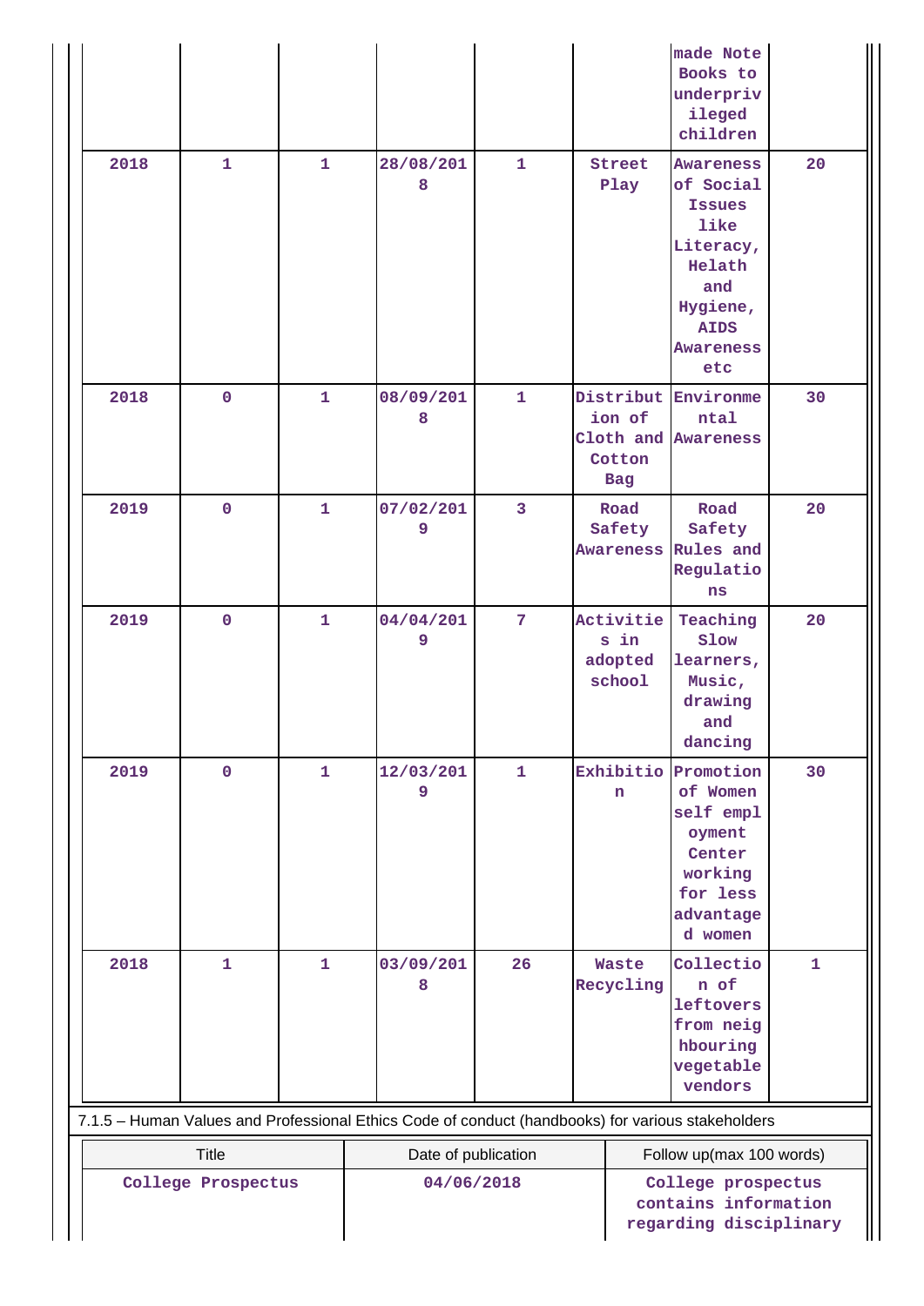|  |  |  |  |  |  | made Note Books to underprivileged children |  |
|---|---|---|---|---|---|---|---|
| 2018 | 1 | 1 | 28/08/2018 | 1 | Street Play | Awareness of Social Issues like Literacy, Helath and Hygiene, AIDS Awareness etc | 20 |
| 2018 | 0 | 1 | 08/09/2018 | 1 | Distribution of Cloth and Cotton Bag | Environmental Awareness | 30 |
| 2019 | 0 | 1 | 07/02/2019 | 3 | Road Safety Awareness | Road Safety Rules and Regulations | 20 |
| 2019 | 0 | 1 | 04/04/2019 | 7 | Activities in adopted school | Teaching Slow learners, Music, drawing and dancing | 20 |
| 2019 | 0 | 1 | 12/03/2019 | 1 | Exhibition | Promotion of Women self employment Center working for less advantaged women | 30 |
| 2018 | 1 | 1 | 03/09/2018 | 26 | Waste Recycling | Collection of leftovers from neighbouring vegetable vendors | 1 |

7.1.5 – Human Values and Professional Ethics Code of conduct (handbooks) for various stakeholders

| Title | Date of publication | Follow up(max 100 words) |
|---|---|---|
| College Prospectus | 04/06/2018 | College prospectus contains information regarding disciplinary |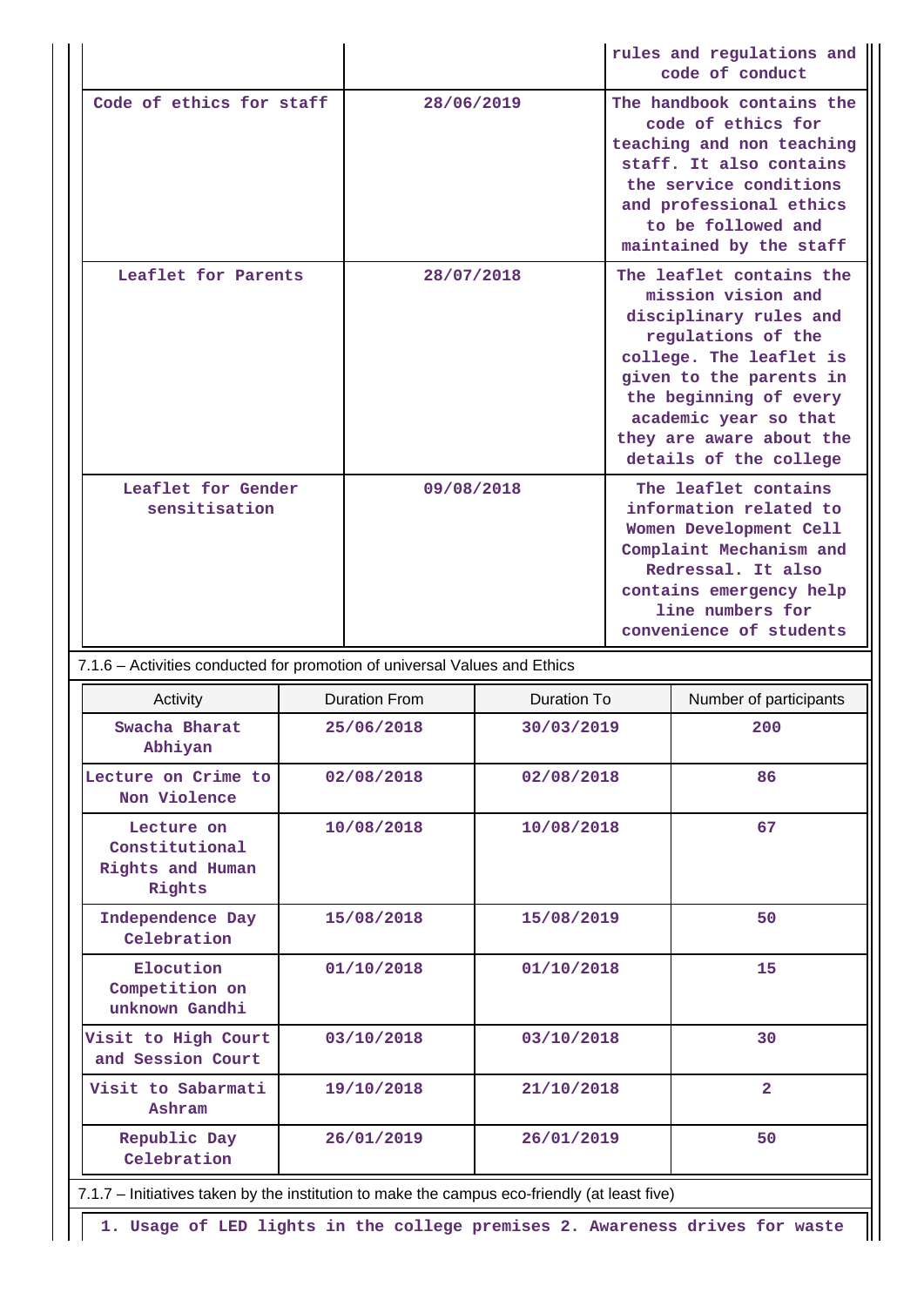|  |  | rules and regulations and code of conduct |
|---|---|---|
| Code of ethics for staff | 28/06/2019 | The handbook contains the code of ethics for teaching and non teaching staff. It also contains the service conditions and professional ethics to be followed and maintained by the staff |
| Leaflet for Parents | 28/07/2018 | The leaflet contains the mission vision and disciplinary rules and regulations of the college. The leaflet is given to the parents in the beginning of every academic year so that they are aware about the details of the college |
| Leaflet for Gender sensitisation | 09/08/2018 | The leaflet contains information related to Women Development Cell Complaint Mechanism and Redressal. It also contains emergency help line numbers for convenience of students |

7.1.6 – Activities conducted for promotion of universal Values and Ethics

| Activity | Duration From | Duration To | Number of participants |
|---|---|---|---|
| Swacha Bharat Abhiyan | 25/06/2018 | 30/03/2019 | 200 |
| Lecture on Crime to Non Violence | 02/08/2018 | 02/08/2018 | 86 |
| Lecture on Constitutional Rights and Human Rights | 10/08/2018 | 10/08/2018 | 67 |
| Independence Day Celebration | 15/08/2018 | 15/08/2019 | 50 |
| Elocution Competition on unknown Gandhi | 01/10/2018 | 01/10/2018 | 15 |
| Visit to High Court and Session Court | 03/10/2018 | 03/10/2018 | 30 |
| Visit to Sabarmati Ashram | 19/10/2018 | 21/10/2018 | 2 |
| Republic Day Celebration | 26/01/2019 | 26/01/2019 | 50 |

7.1.7 – Initiatives taken by the institution to make the campus eco-friendly (at least five)

1. Usage of LED lights in the college premises 2. Awareness drives for waste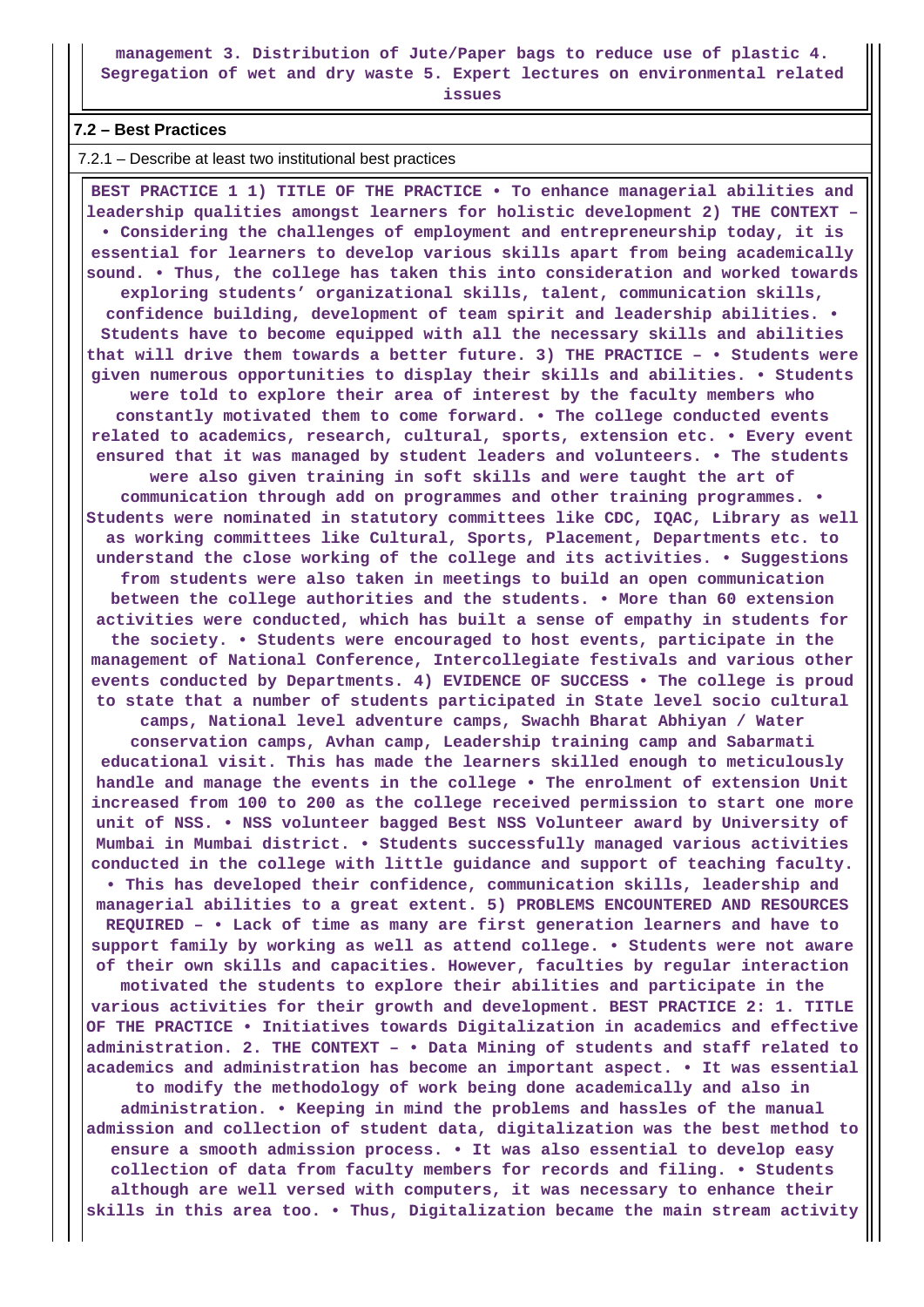management 3. Distribution of Jute/Paper bags to reduce use of plastic 4. Segregation of wet and dry waste 5. Expert lectures on environmental related issues

### 7.2 – Best Practices

7.2.1 – Describe at least two institutional best practices

**BEST PRACTICE 1 1) TITLE OF THE PRACTICE • To enhance managerial abilities and leadership qualities amongst learners for holistic development 2) THE CONTEXT – • Considering the challenges of employment and entrepreneurship today, it is essential for learners to develop various skills apart from being academically sound. • Thus, the college has taken this into consideration and worked towards exploring students' organizational skills, talent, communication skills, confidence building, development of team spirit and leadership abilities. • Students have to become equipped with all the necessary skills and abilities that will drive them towards a better future. 3) THE PRACTICE – • Students were given numerous opportunities to display their skills and abilities. • Students were told to explore their area of interest by the faculty members who constantly motivated them to come forward. • The college conducted events related to academics, research, cultural, sports, extension etc. • Every event ensured that it was managed by student leaders and volunteers. • The students were also given training in soft skills and were taught the art of communication through add on programmes and other training programmes. • Students were nominated in statutory committees like CDC, IQAC, Library as well as working committees like Cultural, Sports, Placement, Departments etc. to understand the close working of the college and its activities. • Suggestions from students were also taken in meetings to build an open communication between the college authorities and the students. • More than 60 extension activities were conducted, which has built a sense of empathy in students for the society. • Students were encouraged to host events, participate in the management of National Conference, Intercollegiate festivals and various other events conducted by Departments. 4) EVIDENCE OF SUCCESS • The college is proud to state that a number of students participated in State level socio cultural camps, National level adventure camps, Swachh Bharat Abhiyan / Water conservation camps, Avhan camp, Leadership training camp and Sabarmati educational visit. This has made the learners skilled enough to meticulously handle and manage the events in the college • The enrolment of extension Unit increased from 100 to 200 as the college received permission to start one more unit of NSS. • NSS volunteer bagged Best NSS Volunteer award by University of Mumbai in Mumbai district. • Students successfully managed various activities conducted in the college with little guidance and support of teaching faculty. • This has developed their confidence, communication skills, leadership and managerial abilities to a great extent. 5) PROBLEMS ENCOUNTERED AND RESOURCES REQUIRED – • Lack of time as many are first generation learners and have to support family by working as well as attend college. • Students were not aware of their own skills and capacities. However, faculties by regular interaction motivated the students to explore their abilities and participate in the various activities for their growth and development. BEST PRACTICE 2: 1. TITLE OF THE PRACTICE • Initiatives towards Digitalization in academics and effective administration. 2. THE CONTEXT – • Data Mining of students and staff related to academics and administration has become an important aspect. • It was essential to modify the methodology of work being done academically and also in administration. • Keeping in mind the problems and hassles of the manual admission and collection of student data, digitalization was the best method to ensure a smooth admission process. • It was also essential to develop easy collection of data from faculty members for records and filing. • Students although are well versed with computers, it was necessary to enhance their skills in this area too. • Thus, Digitalization became the main stream activity**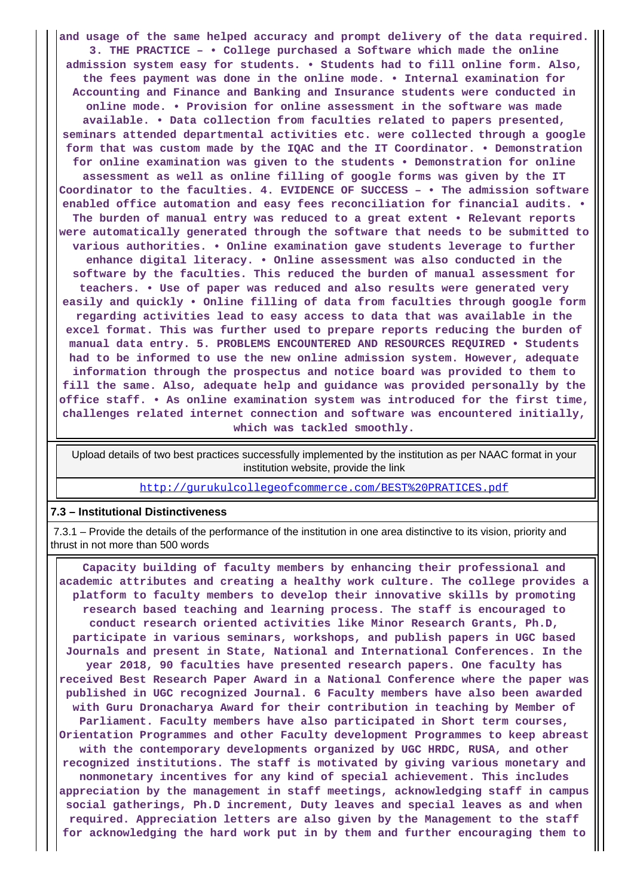and usage of the same helped accuracy and prompt delivery of the data required. 3. THE PRACTICE – • College purchased a Software which made the online admission system easy for students. • Students had to fill online form. Also, the fees payment was done in the online mode. • Internal examination for Accounting and Finance and Banking and Insurance students were conducted in online mode. • Provision for online assessment in the software was made available. • Data collection from faculties related to papers presented, seminars attended departmental activities etc. were collected through a google form that was custom made by the IQAC and the IT Coordinator. • Demonstration for online examination was given to the students • Demonstration for online assessment as well as online filling of google forms was given by the IT Coordinator to the faculties. 4. EVIDENCE OF SUCCESS – • The admission software enabled office automation and easy fees reconciliation for financial audits. • The burden of manual entry was reduced to a great extent • Relevant reports were automatically generated through the software that needs to be submitted to various authorities. • Online examination gave students leverage to further enhance digital literacy. • Online assessment was also conducted in the software by the faculties. This reduced the burden of manual assessment for teachers. • Use of paper was reduced and also results were generated very easily and quickly • Online filling of data from faculties through google form regarding activities lead to easy access to data that was available in the excel format. This was further used to prepare reports reducing the burden of manual data entry. 5. PROBLEMS ENCOUNTERED AND RESOURCES REQUIRED • Students had to be informed to use the new online admission system. However, adequate information through the prospectus and notice board was provided to them to fill the same. Also, adequate help and guidance was provided personally by the office staff. • As online examination system was introduced for the first time, challenges related internet connection and software was encountered initially, which was tackled smoothly.

| Upload details of two best practices successfully implemented by the institution as per NAAC format in your institution website, provide the link |
|---|
| http://gurukulcollegeofcommerce.com/BEST%20PRATICES.pdf |

**7.3 – Institutional Distinctiveness**

7.3.1 – Provide the details of the performance of the institution in one area distinctive to its vision, priority and thrust in not more than 500 words

Capacity building of faculty members by enhancing their professional and academic attributes and creating a healthy work culture. The college provides a platform to faculty members to develop their innovative skills by promoting research based teaching and learning process. The staff is encouraged to conduct research oriented activities like Minor Research Grants, Ph.D, participate in various seminars, workshops, and publish papers in UGC based Journals and present in State, National and International Conferences. In the year 2018, 90 faculties have presented research papers. One faculty has received Best Research Paper Award in a National Conference where the paper was published in UGC recognized Journal. 6 Faculty members have also been awarded with Guru Dronacharya Award for their contribution in teaching by Member of Parliament. Faculty members have also participated in Short term courses, Orientation Programmes and other Faculty development Programmes to keep abreast with the contemporary developments organized by UGC HRDC, RUSA, and other recognized institutions. The staff is motivated by giving various monetary and nonmonetary incentives for any kind of special achievement. This includes appreciation by the management in staff meetings, acknowledging staff in campus social gatherings, Ph.D increment, Duty leaves and special leaves as and when required. Appreciation letters are also given by the Management to the staff for acknowledging the hard work put in by them and further encouraging them to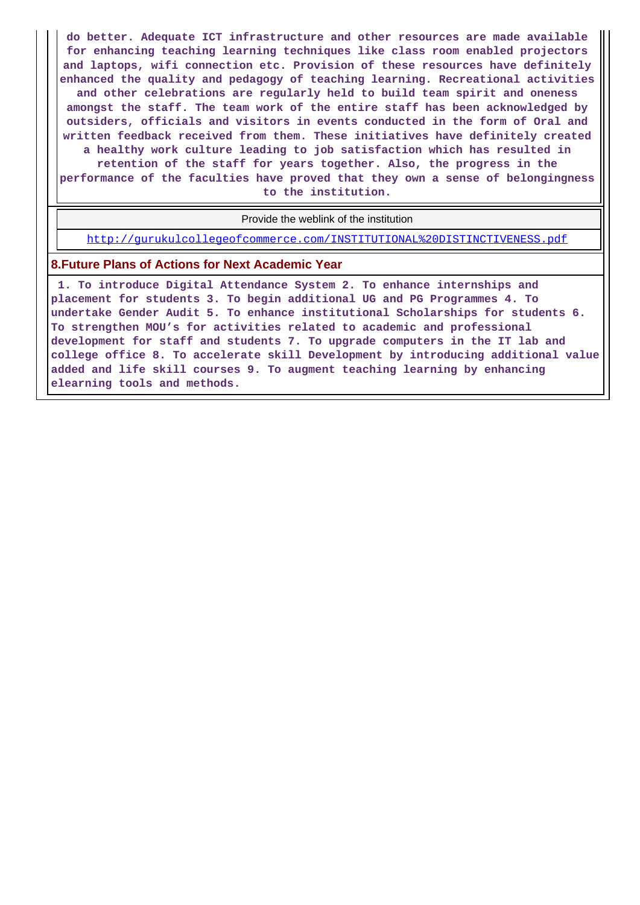**do better. Adequate ICT infrastructure and other resources are made available for enhancing teaching learning techniques like class room enabled projectors and laptops, wifi connection etc. Provision of these resources have definitely enhanced the quality and pedagogy of teaching learning. Recreational activities and other celebrations are regularly held to build team spirit and oneness amongst the staff. The team work of the entire staff has been acknowledged by outsiders, officials and visitors in events conducted in the form of Oral and written feedback received from them. These initiatives have definitely created a healthy work culture leading to job satisfaction which has resulted in retention of the staff for years together. Also, the progress in the performance of the faculties have proved that they own a sense of belongingness to the institution.**

| Provide the weblink of the institution |
|---|
| http://gurukulcollegeofcommerce.com/INSTITUTIONAL%20DISTINCTIVENESS.pdf |

## 8.Future Plans of Actions for Next Academic Year

**1. To introduce Digital Attendance System 2. To enhance internships and placement for students 3. To begin additional UG and PG Programmes 4. To undertake Gender Audit 5. To enhance institutional Scholarships for students 6. To strengthen MOU's for activities related to academic and professional development for staff and students 7. To upgrade computers in the IT lab and college office 8. To accelerate skill Development by introducing additional value added and life skill courses 9. To augment teaching learning by enhancing elearning tools and methods.**